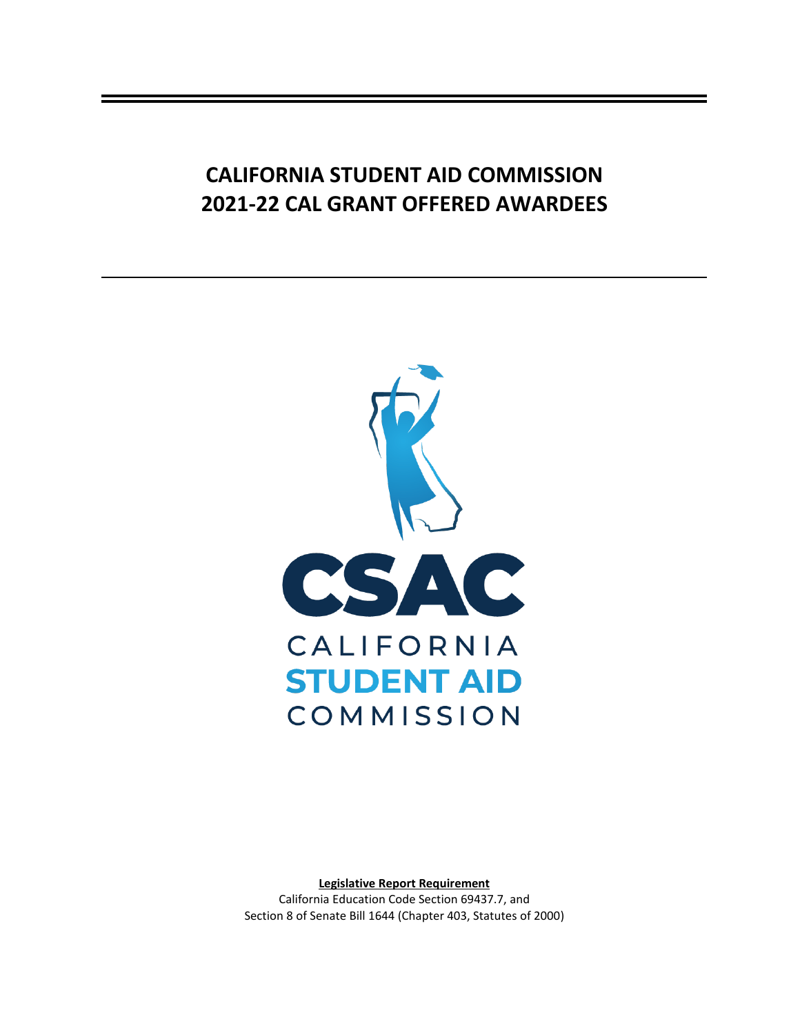# CALIFORNIA STUDENT AID COMMISSION
# 2021-22 CAL GRANT OFFERED AWARDEES

CSAC

CALIFORNIA
**STUDENT AID**
COMMISSION

**Legislative Report Requirement**

California Education Code Section 69437.7, and
Section 8 of Senate Bill 1644 (Chapter 403, Statutes of 2000)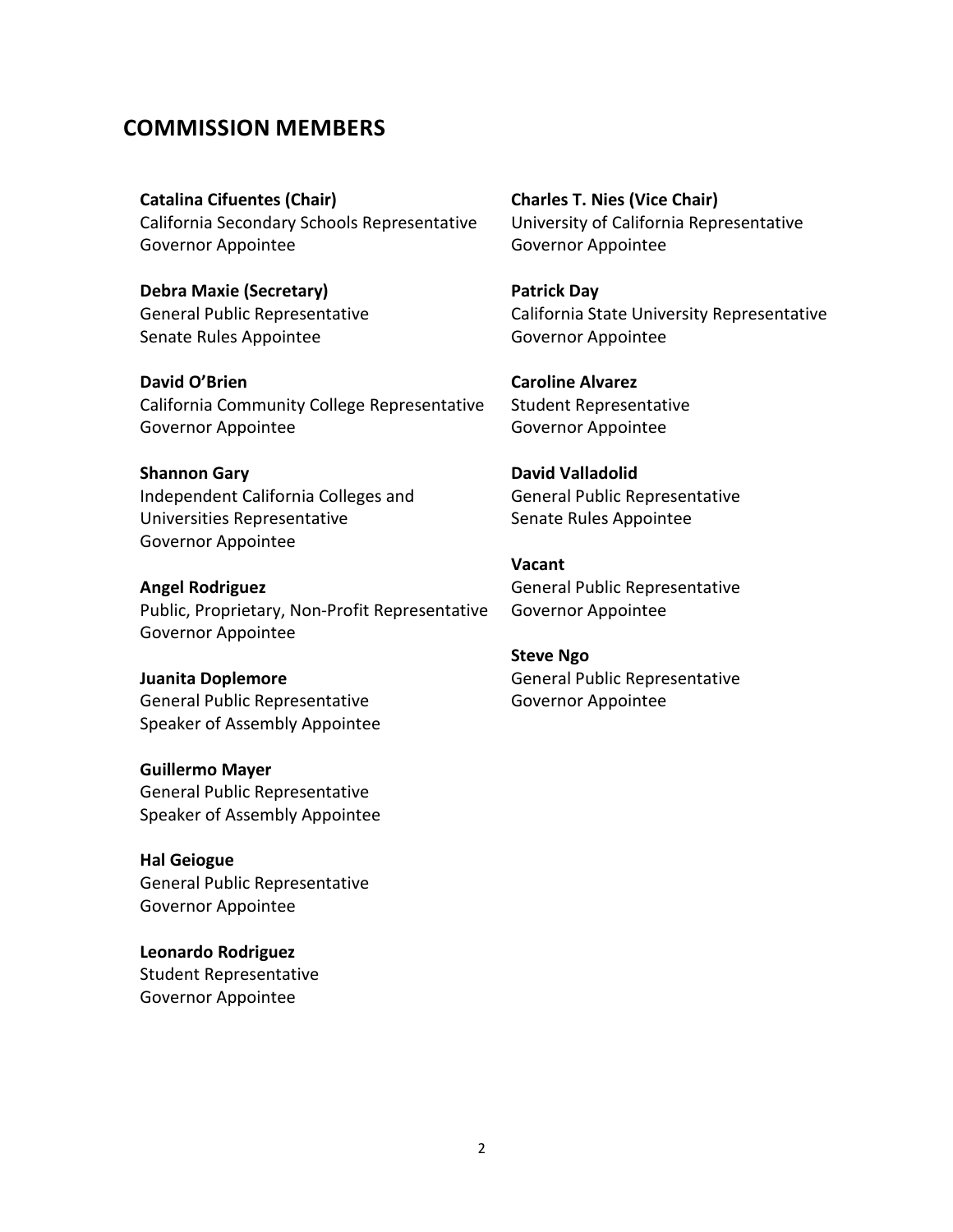## COMMISSION MEMBERS

**Catalina Cifuentes (Chair)**
California Secondary Schools Representative
Governor Appointee

**Debra Maxie (Secretary)**
General Public Representative
Senate Rules Appointee

**David O'Brien**
California Community College Representative
Governor Appointee

**Shannon Gary**
Independent California Colleges and Universities Representative
Governor Appointee

**Angel Rodriguez**
Public, Proprietary, Non-Profit Representative
Governor Appointee

**Juanita Doplemore**
General Public Representative
Speaker of Assembly Appointee

**Guillermo Mayer**
General Public Representative
Speaker of Assembly Appointee

**Hal Geiogue**
General Public Representative
Governor Appointee

**Leonardo Rodriguez**
Student Representative
Governor Appointee

**Charles T. Nies (Vice Chair)**
University of California Representative
Governor Appointee

**Patrick Day**
California State University Representative
Governor Appointee

**Caroline Alvarez**
Student Representative
Governor Appointee

**David Valladolid**
General Public Representative
Senate Rules Appointee

**Vacant**
General Public Representative
Governor Appointee

**Steve Ngo**
General Public Representative
Governor Appointee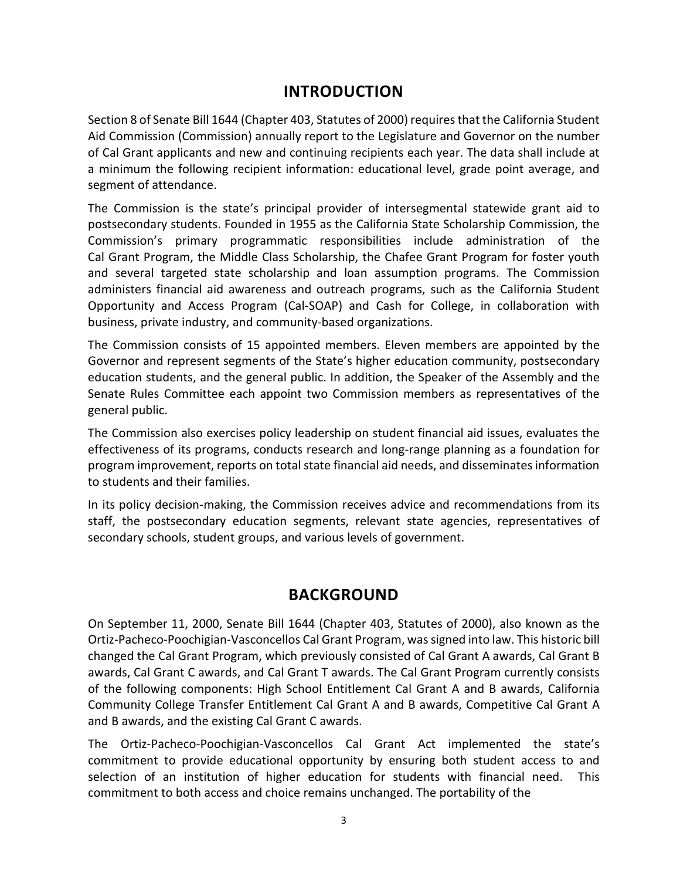## INTRODUCTION

Section 8 of Senate Bill 1644 (Chapter 403, Statutes of 2000) requires that the California Student Aid Commission (Commission) annually report to the Legislature and Governor on the number of Cal Grant applicants and new and continuing recipients each year. The data shall include at a minimum the following recipient information: educational level, grade point average, and segment of attendance.

The Commission is the state's principal provider of intersegmental statewide grant aid to postsecondary students. Founded in 1955 as the California State Scholarship Commission, the Commission's primary programmatic responsibilities include administration of the Cal Grant Program, the Middle Class Scholarship, the Chafee Grant Program for foster youth and several targeted state scholarship and loan assumption programs. The Commission administers financial aid awareness and outreach programs, such as the California Student Opportunity and Access Program (Cal-SOAP) and Cash for College, in collaboration with business, private industry, and community-based organizations.

The Commission consists of 15 appointed members. Eleven members are appointed by the Governor and represent segments of the State's higher education community, postsecondary education students, and the general public. In addition, the Speaker of the Assembly and the Senate Rules Committee each appoint two Commission members as representatives of the general public.

The Commission also exercises policy leadership on student financial aid issues, evaluates the effectiveness of its programs, conducts research and long-range planning as a foundation for program improvement, reports on total state financial aid needs, and disseminates information to students and their families.

In its policy decision-making, the Commission receives advice and recommendations from its staff, the postsecondary education segments, relevant state agencies, representatives of secondary schools, student groups, and various levels of government.

## BACKGROUND

On September 11, 2000, Senate Bill 1644 (Chapter 403, Statutes of 2000), also known as the Ortiz-Pacheco-Poochigian-Vasconcellos Cal Grant Program, was signed into law. This historic bill changed the Cal Grant Program, which previously consisted of Cal Grant A awards, Cal Grant B awards, Cal Grant C awards, and Cal Grant T awards. The Cal Grant Program currently consists of the following components: High School Entitlement Cal Grant A and B awards, California Community College Transfer Entitlement Cal Grant A and B awards, Competitive Cal Grant A and B awards, and the existing Cal Grant C awards.

The Ortiz-Pacheco-Poochigian-Vasconcellos Cal Grant Act implemented the state's commitment to provide educational opportunity by ensuring both student access to and selection of an institution of higher education for students with financial need. This commitment to both access and choice remains unchanged. The portability of the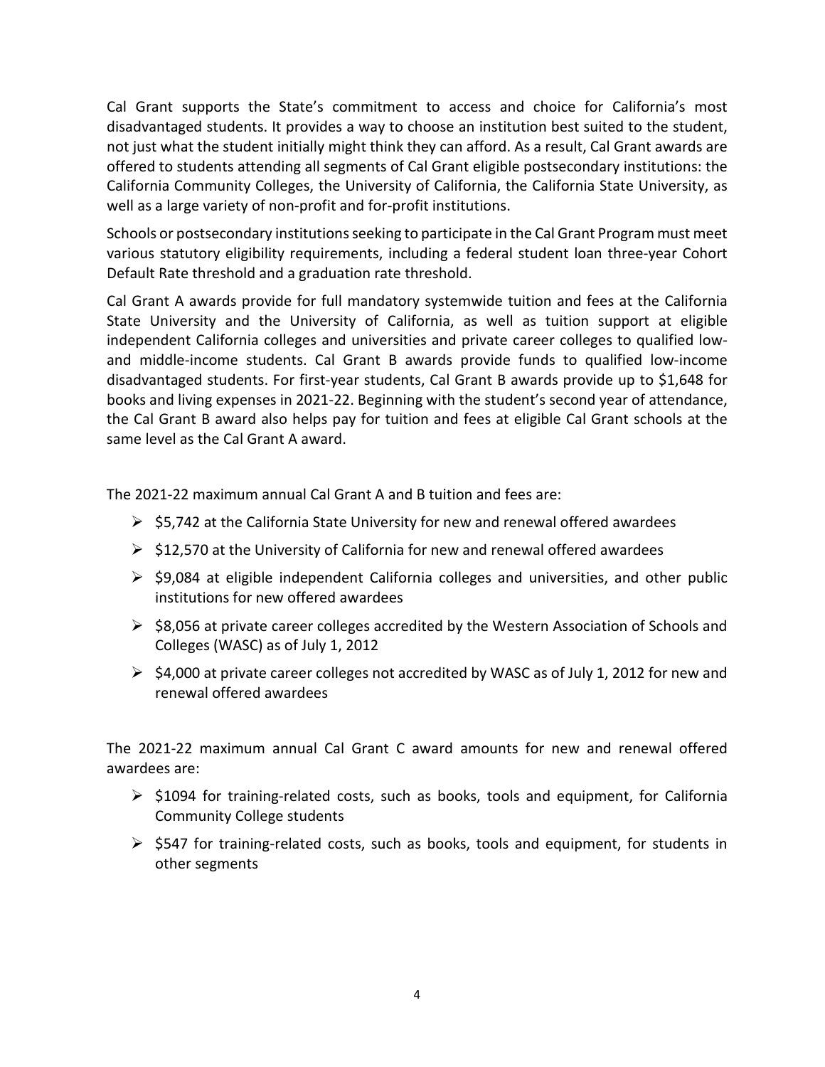Cal Grant supports the State's commitment to access and choice for California's most disadvantaged students. It provides a way to choose an institution best suited to the student, not just what the student initially might think they can afford. As a result, Cal Grant awards are offered to students attending all segments of Cal Grant eligible postsecondary institutions: the California Community Colleges, the University of California, the California State University, as well as a large variety of non-profit and for-profit institutions.

Schools or postsecondary institutions seeking to participate in the Cal Grant Program must meet various statutory eligibility requirements, including a federal student loan three-year Cohort Default Rate threshold and a graduation rate threshold.

Cal Grant A awards provide for full mandatory systemwide tuition and fees at the California State University and the University of California, as well as tuition support at eligible independent California colleges and universities and private career colleges to qualified low- and middle-income students. Cal Grant B awards provide funds to qualified low-income disadvantaged students. For first-year students, Cal Grant B awards provide up to $1,648 for books and living expenses in 2021-22. Beginning with the student's second year of attendance, the Cal Grant B award also helps pay for tuition and fees at eligible Cal Grant schools at the same level as the Cal Grant A award.

The 2021-22 maximum annual Cal Grant A and B tuition and fees are:

- $5,742 at the California State University for new and renewal offered awardees
- $12,570 at the University of California for new and renewal offered awardees
- $9,084 at eligible independent California colleges and universities, and other public institutions for new offered awardees
- $8,056 at private career colleges accredited by the Western Association of Schools and Colleges (WASC) as of July 1, 2012
- $4,000 at private career colleges not accredited by WASC as of July 1, 2012 for new and renewal offered awardees

The 2021-22 maximum annual Cal Grant C award amounts for new and renewal offered awardees are:

- $1094 for training-related costs, such as books, tools and equipment, for California Community College students
- $547 for training-related costs, such as books, tools and equipment, for students in other segments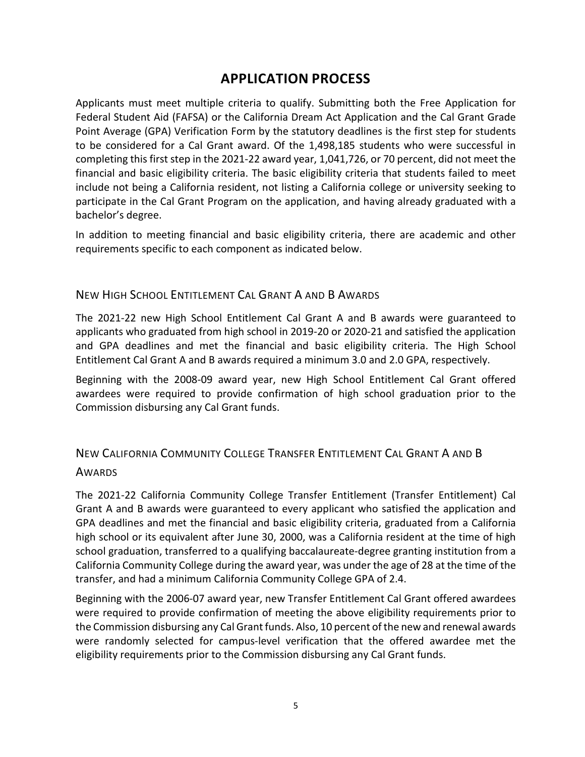# APPLICATION PROCESS

Applicants must meet multiple criteria to qualify. Submitting both the Free Application for Federal Student Aid (FAFSA) or the California Dream Act Application and the Cal Grant Grade Point Average (GPA) Verification Form by the statutory deadlines is the first step for students to be considered for a Cal Grant award. Of the 1,498,185 students who were successful in completing this first step in the 2021-22 award year, 1,041,726, or 70 percent, did not meet the financial and basic eligibility criteria. The basic eligibility criteria that students failed to meet include not being a California resident, not listing a California college or university seeking to participate in the Cal Grant Program on the application, and having already graduated with a bachelor's degree.

In addition to meeting financial and basic eligibility criteria, there are academic and other requirements specific to each component as indicated below.

## NEW HIGH SCHOOL ENTITLEMENT CAL GRANT A AND B AWARDS

The 2021-22 new High School Entitlement Cal Grant A and B awards were guaranteed to applicants who graduated from high school in 2019-20 or 2020-21 and satisfied the application and GPA deadlines and met the financial and basic eligibility criteria. The High School Entitlement Cal Grant A and B awards required a minimum 3.0 and 2.0 GPA, respectively.

Beginning with the 2008-09 award year, new High School Entitlement Cal Grant offered awardees were required to provide confirmation of high school graduation prior to the Commission disbursing any Cal Grant funds.

## NEW CALIFORNIA COMMUNITY COLLEGE TRANSFER ENTITLEMENT CAL GRANT A AND B AWARDS

The 2021-22 California Community College Transfer Entitlement (Transfer Entitlement) Cal Grant A and B awards were guaranteed to every applicant who satisfied the application and GPA deadlines and met the financial and basic eligibility criteria, graduated from a California high school or its equivalent after June 30, 2000, was a California resident at the time of high school graduation, transferred to a qualifying baccalaureate-degree granting institution from a California Community College during the award year, was under the age of 28 at the time of the transfer, and had a minimum California Community College GPA of 2.4.

Beginning with the 2006-07 award year, new Transfer Entitlement Cal Grant offered awardees were required to provide confirmation of meeting the above eligibility requirements prior to the Commission disbursing any Cal Grant funds. Also, 10 percent of the new and renewal awards were randomly selected for campus-level verification that the offered awardee met the eligibility requirements prior to the Commission disbursing any Cal Grant funds.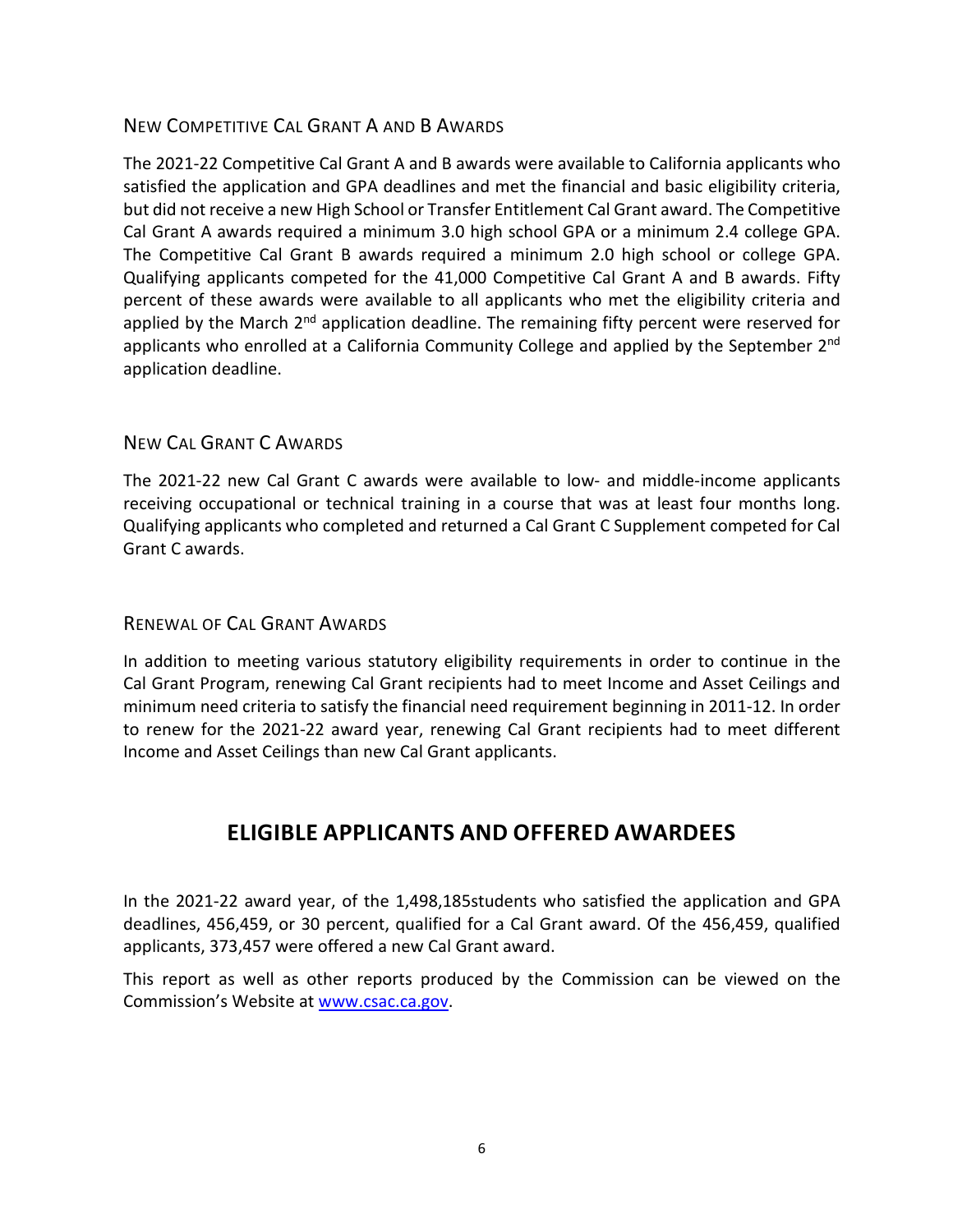### New Competitive Cal Grant A and B Awards

The 2021-22 Competitive Cal Grant A and B awards were available to California applicants who satisfied the application and GPA deadlines and met the financial and basic eligibility criteria, but did not receive a new High School or Transfer Entitlement Cal Grant award. The Competitive Cal Grant A awards required a minimum 3.0 high school GPA or a minimum 2.4 college GPA. The Competitive Cal Grant B awards required a minimum 2.0 high school or college GPA. Qualifying applicants competed for the 41,000 Competitive Cal Grant A and B awards. Fifty percent of these awards were available to all applicants who met the eligibility criteria and applied by the March 2nd application deadline. The remaining fifty percent were reserved for applicants who enrolled at a California Community College and applied by the September 2nd application deadline.

### New Cal Grant C Awards

The 2021-22 new Cal Grant C awards were available to low- and middle-income applicants receiving occupational or technical training in a course that was at least four months long. Qualifying applicants who completed and returned a Cal Grant C Supplement competed for Cal Grant C awards.

### Renewal of Cal Grant Awards

In addition to meeting various statutory eligibility requirements in order to continue in the Cal Grant Program, renewing Cal Grant recipients had to meet Income and Asset Ceilings and minimum need criteria to satisfy the financial need requirement beginning in 2011-12. In order to renew for the 2021-22 award year, renewing Cal Grant recipients had to meet different Income and Asset Ceilings than new Cal Grant applicants.

## ELIGIBLE APPLICANTS AND OFFERED AWARDEES

In the 2021-22 award year, of the 1,498,185students who satisfied the application and GPA deadlines, 456,459, or 30 percent, qualified for a Cal Grant award. Of the 456,459, qualified applicants, 373,457 were offered a new Cal Grant award.

This report as well as other reports produced by the Commission can be viewed on the Commission's Website at [www.csac.ca.gov](http://www.csac.ca.gov).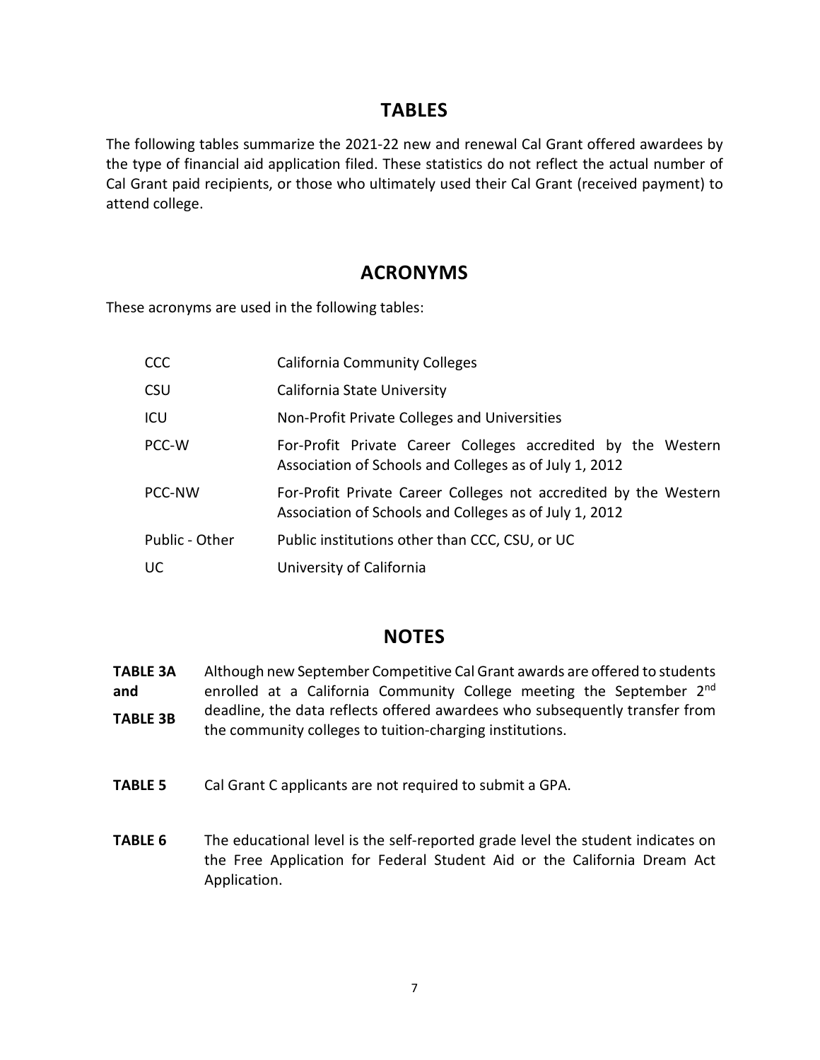## TABLES

The following tables summarize the 2021-22 new and renewal Cal Grant offered awardees by the type of financial aid application filed. These statistics do not reflect the actual number of Cal Grant paid recipients, or those who ultimately used their Cal Grant (received payment) to attend college.

## ACRONYMS

These acronyms are used in the following tables:

| | |
|---|---|
| CCC | California Community Colleges |
| CSU | California State University |
| ICU | Non-Profit Private Colleges and Universities |
| PCC-W | For-Profit Private Career Colleges accredited by the Western Association of Schools and Colleges as of July 1, 2012 |
| PCC-NW | For-Profit Private Career Colleges not accredited by the Western Association of Schools and Colleges as of July 1, 2012 |
| Public - Other | Public institutions other than CCC, CSU, or UC |
| UC | University of California |

## NOTES

| | |
|---|---|
| **TABLE 3A and TABLE 3B** | Although new September Competitive Cal Grant awards are offered to students enrolled at a California Community College meeting the September 2nd deadline, the data reflects offered awardees who subsequently transfer from the community colleges to tuition-charging institutions. |
| **TABLE 5** | Cal Grant C applicants are not required to submit a GPA. |
| **TABLE 6** | The educational level is the self-reported grade level the student indicates on the Free Application for Federal Student Aid or the California Dream Act Application. |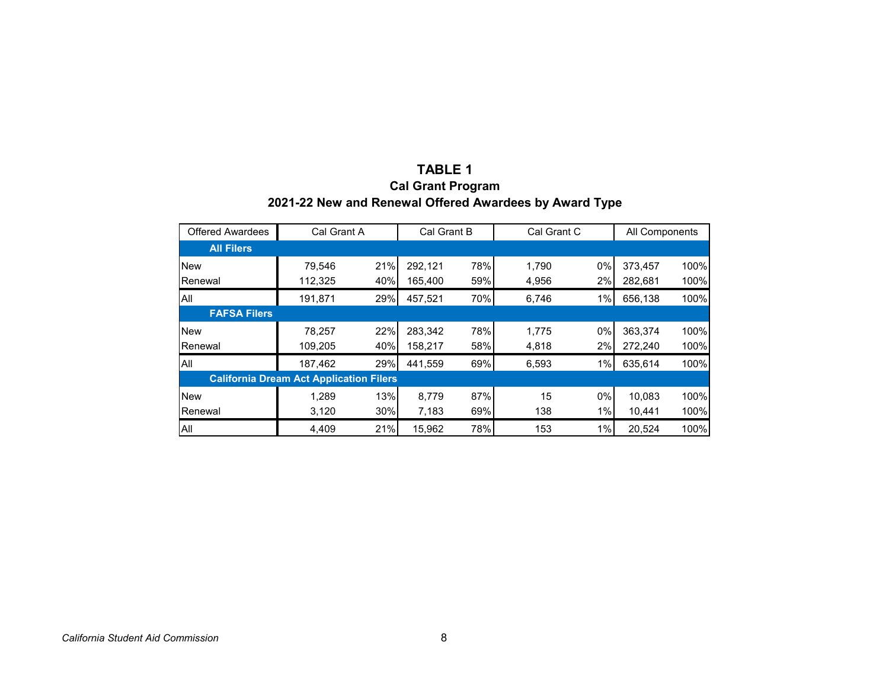# TABLE 1

## Cal Grant Program

## 2021-22 New and Renewal Offered Awardees by Award Type

| Offered Awardees | Cal Grant A | | Cal Grant B | | Cal Grant C | | All Components | |
|---|---|---|---|---|---|---|---|---|
| **All Filers** | | | | | | | | |
| New | 79,546 | 21% | 292,121 | 78% | 1,790 | 0% | 373,457 | 100% |
| Renewal | 112,325 | 40% | 165,400 | 59% | 4,956 | 2% | 282,681 | 100% |
| All | 191,871 | 29% | 457,521 | 70% | 6,746 | 1% | 656,138 | 100% |
| **FAFSA Filers** | | | | | | | | |
| New | 78,257 | 22% | 283,342 | 78% | 1,775 | 0% | 363,374 | 100% |
| Renewal | 109,205 | 40% | 158,217 | 58% | 4,818 | 2% | 272,240 | 100% |
| All | 187,462 | 29% | 441,559 | 69% | 6,593 | 1% | 635,614 | 100% |
| **California Dream Act Application Filers** | | | | | | | | |
| New | 1,289 | 13% | 8,779 | 87% | 15 | 0% | 10,083 | 100% |
| Renewal | 3,120 | 30% | 7,183 | 69% | 138 | 1% | 10,441 | 100% |
| All | 4,409 | 21% | 15,962 | 78% | 153 | 1% | 20,524 | 100% |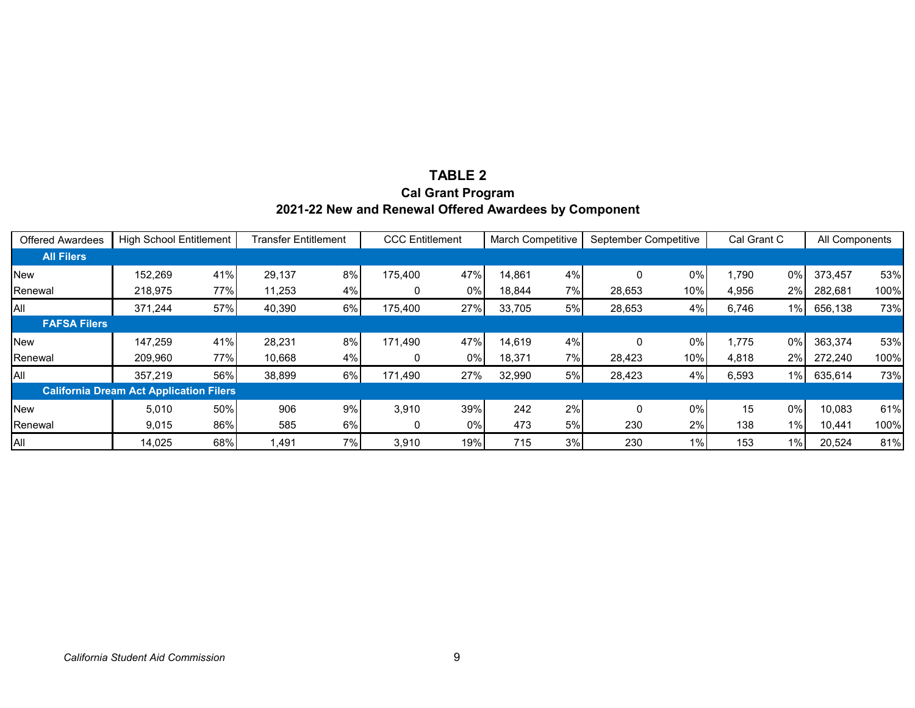# TABLE 2

## Cal Grant Program

## 2021-22 New and Renewal Offered Awardees by Component

| Offered Awardees | High School Entitlement | | Transfer Entitlement | | CCC Entitlement | | March Competitive | | September Competitive | | Cal Grant C | | All Components | |
|---|---|---|---|---|---|---|---|---|---|---|---|---|---|---|
| **All Filers** | | | | | | | | | | | | | | |
| New | 152,269 | 41% | 29,137 | 8% | 175,400 | 47% | 14,861 | 4% | 0 | 0% | 1,790 | 0% | 373,457 | 53% |
| Renewal | 218,975 | 77% | 11,253 | 4% | 0 | 0% | 18,844 | 7% | 28,653 | 10% | 4,956 | 2% | 282,681 | 100% |
| All | 371,244 | 57% | 40,390 | 6% | 175,400 | 27% | 33,705 | 5% | 28,653 | 4% | 6,746 | 1% | 656,138 | 73% |
| **FAFSA Filers** | | | | | | | | | | | | | | |
| New | 147,259 | 41% | 28,231 | 8% | 171,490 | 47% | 14,619 | 4% | 0 | 0% | 1,775 | 0% | 363,374 | 53% |
| Renewal | 209,960 | 77% | 10,668 | 4% | 0 | 0% | 18,371 | 7% | 28,423 | 10% | 4,818 | 2% | 272,240 | 100% |
| All | 357,219 | 56% | 38,899 | 6% | 171,490 | 27% | 32,990 | 5% | 28,423 | 4% | 6,593 | 1% | 635,614 | 73% |
| **California Dream Act Application Filers** | | | | | | | | | | | | | | |
| New | 5,010 | 50% | 906 | 9% | 3,910 | 39% | 242 | 2% | 0 | 0% | 15 | 0% | 10,083 | 61% |
| Renewal | 9,015 | 86% | 585 | 6% | 0 | 0% | 473 | 5% | 230 | 2% | 138 | 1% | 10,441 | 100% |
| All | 14,025 | 68% | 1,491 | 7% | 3,910 | 19% | 715 | 3% | 230 | 1% | 153 | 1% | 20,524 | 81% |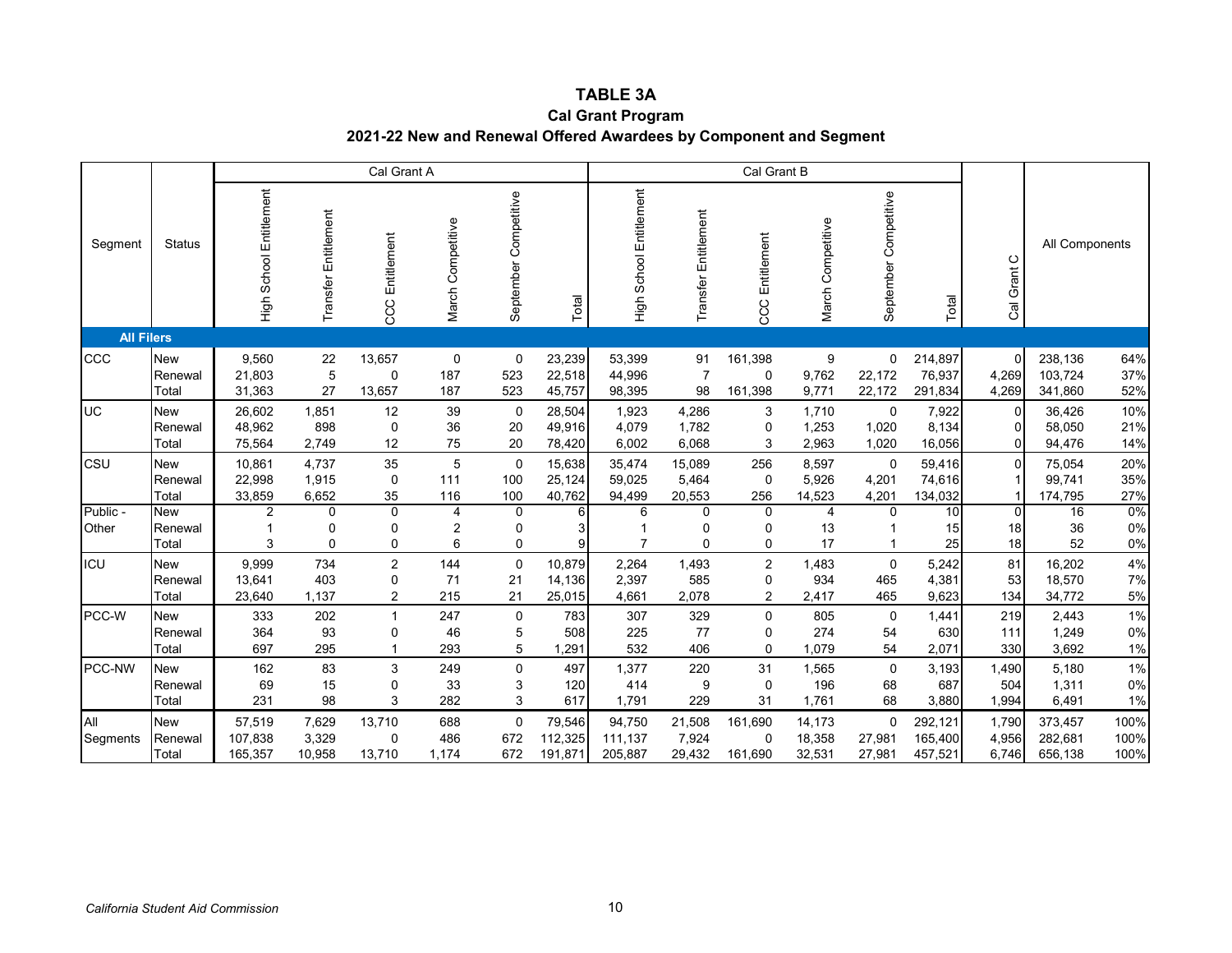# TABLE 3A
## Cal Grant Program
## 2021-22 New and Renewal Offered Awardees by Component and Segment

| Segment | Status | Cal Grant A | | | | | | Cal Grant B | | | | | | Cal Grant C | All Components | |
|---|---|---|---|---|---|---|---|---|---|---|---|---|---|---|---|---|
| | | High School Entitlement | Transfer Entitlement | CCC Entitlement | March Competitive | September Competitive | Total | High School Entitlement | Transfer Entitlement | CCC Entitlement | March Competitive | September Competitive | Total | | | |
| **All Filers** | | | | | | | | | | | | | | | | |
| CCC | New | 9,560 | 22 | 13,657 | 0 | 0 | 23,239 | 53,399 | 91 | 161,398 | 9 | 0 | 214,897 | 0 | 238,136 | 64% |
| | Renewal | 21,803 | 5 | 0 | 187 | 523 | 22,518 | 44,996 | 7 | 0 | 9,762 | 22,172 | 76,937 | 4,269 | 103,724 | 37% |
| | Total | 31,363 | 27 | 13,657 | 187 | 523 | 45,757 | 98,395 | 98 | 161,398 | 9,771 | 22,172 | 291,834 | 4,269 | 341,860 | 52% |
| UC | New | 26,602 | 1,851 | 12 | 39 | 0 | 28,504 | 1,923 | 4,286 | 3 | 1,710 | 0 | 7,922 | 0 | 36,426 | 10% |
| | Renewal | 48,962 | 898 | 0 | 36 | 20 | 49,916 | 4,079 | 1,782 | 0 | 1,253 | 1,020 | 8,134 | 0 | 58,050 | 21% |
| | Total | 75,564 | 2,749 | 12 | 75 | 20 | 78,420 | 6,002 | 6,068 | 3 | 2,963 | 1,020 | 16,056 | 0 | 94,476 | 14% |
| CSU | New | 10,861 | 4,737 | 35 | 5 | 0 | 15,638 | 35,474 | 15,089 | 256 | 8,597 | 0 | 59,416 | 0 | 75,054 | 20% |
| | Renewal | 22,998 | 1,915 | 0 | 111 | 100 | 25,124 | 59,025 | 5,464 | 0 | 5,926 | 4,201 | 74,616 | 1 | 99,741 | 35% |
| | Total | 33,859 | 6,652 | 35 | 116 | 100 | 40,762 | 94,499 | 20,553 | 256 | 14,523 | 4,201 | 134,032 | 1 | 174,795 | 27% |
| Public - Other | New | 2 | 0 | 0 | 4 | 0 | 6 | 6 | 0 | 0 | 4 | 0 | 10 | 0 | 16 | 0% |
| | Renewal | 1 | 0 | 0 | 2 | 0 | 3 | 1 | 0 | 0 | 13 | 1 | 15 | 18 | 36 | 0% |
| | Total | 3 | 0 | 0 | 6 | 0 | 9 | 7 | 0 | 0 | 17 | 1 | 25 | 18 | 52 | 0% |
| ICU | New | 9,999 | 734 | 2 | 144 | 0 | 10,879 | 2,264 | 1,493 | 2 | 1,483 | 0 | 5,242 | 81 | 16,202 | 4% |
| | Renewal | 13,641 | 403 | 0 | 71 | 21 | 14,136 | 2,397 | 585 | 0 | 934 | 465 | 4,381 | 53 | 18,570 | 7% |
| | Total | 23,640 | 1,137 | 2 | 215 | 21 | 25,015 | 4,661 | 2,078 | 2 | 2,417 | 465 | 9,623 | 134 | 34,772 | 5% |
| PCC-W | New | 333 | 202 | 1 | 247 | 0 | 783 | 307 | 329 | 0 | 805 | 0 | 1,441 | 219 | 2,443 | 1% |
| | Renewal | 364 | 93 | 0 | 46 | 5 | 508 | 225 | 77 | 0 | 274 | 54 | 630 | 111 | 1,249 | 0% |
| | Total | 697 | 295 | 1 | 293 | 5 | 1,291 | 532 | 406 | 0 | 1,079 | 54 | 2,071 | 330 | 3,692 | 1% |
| PCC-NW | New | 162 | 83 | 3 | 249 | 0 | 497 | 1,377 | 220 | 31 | 1,565 | 0 | 3,193 | 1,490 | 5,180 | 1% |
| | Renewal | 69 | 15 | 0 | 33 | 3 | 120 | 414 | 9 | 0 | 196 | 68 | 687 | 504 | 1,311 | 0% |
| | Total | 231 | 98 | 3 | 282 | 3 | 617 | 1,791 | 229 | 31 | 1,761 | 68 | 3,880 | 1,994 | 6,491 | 1% |
| All Segments | New | 57,519 | 7,629 | 13,710 | 688 | 0 | 79,546 | 94,750 | 21,508 | 161,690 | 14,173 | 0 | 292,121 | 1,790 | 373,457 | 100% |
| | Renewal | 107,838 | 3,329 | 0 | 486 | 672 | 112,325 | 111,137 | 7,924 | 0 | 18,358 | 27,981 | 165,400 | 4,956 | 282,681 | 100% |
| | Total | 165,357 | 10,958 | 13,710 | 1,174 | 672 | 191,871 | 205,887 | 29,432 | 161,690 | 32,531 | 27,981 | 457,521 | 6,746 | 656,138 | 100% |

*California Student Aid Commission*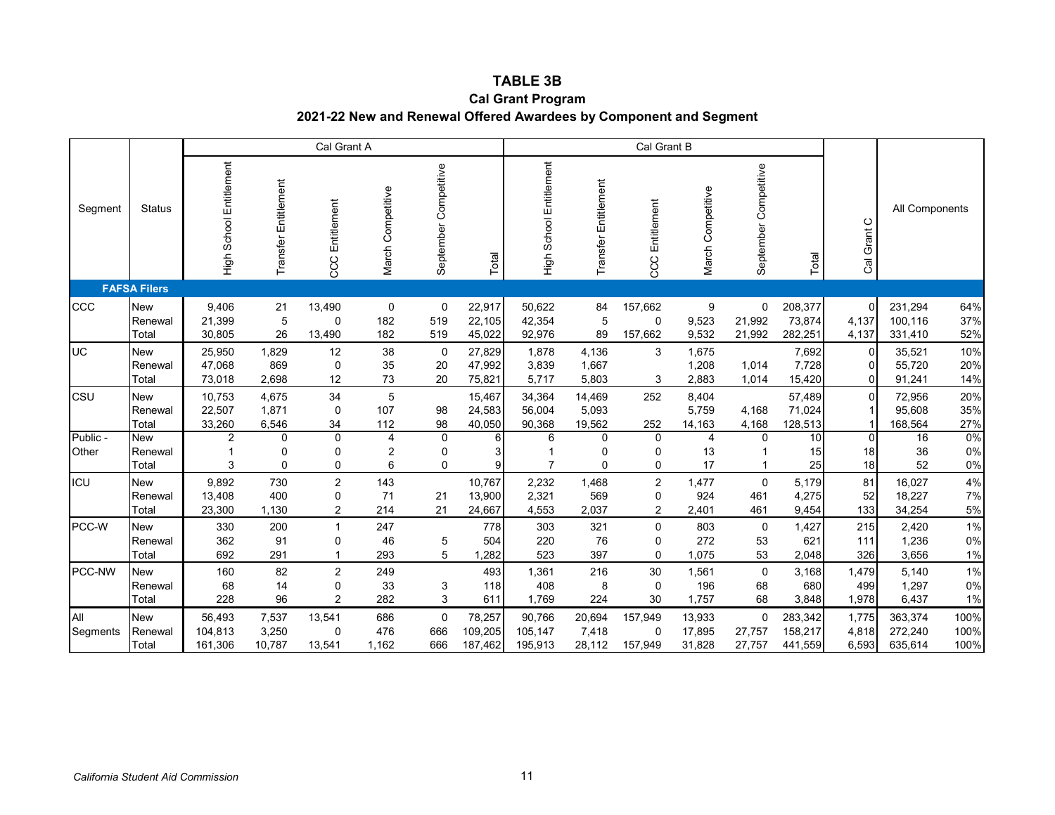# TABLE 3B

## Cal Grant Program

## 2021-22 New and Renewal Offered Awardees by Component and Segment

| Segment | Status | Cal Grant A | | | | | | Cal Grant B | | | | | | Cal Grant C | All Components | |
|---|---|---|---|---|---|---|---|---|---|---|---|---|---|---|---|---|
| | | High School Entitlement | Transfer Entitlement | CCC Entitlement | March Competitive | September Competitive | Total | High School Entitlement | Transfer Entitlement | CCC Entitlement | March Competitive | September Competitive | Total | | | |
| **FAFSA Filers** | | | | | | | | | | | | | | | | |
| CCC | New | 9,406 | 21 | 13,490 | 0 | 0 | 22,917 | 50,622 | 84 | 157,662 | 9 | 0 | 208,377 | 0 | 231,294 | 64% |
| | Renewal | 21,399 | 5 | 0 | 182 | 519 | 22,105 | 42,354 | 5 | 0 | 9,523 | 21,992 | 73,874 | 4,137 | 100,116 | 37% |
| | Total | 30,805 | 26 | 13,490 | 182 | 519 | 45,022 | 92,976 | 89 | 157,662 | 9,532 | 21,992 | 282,251 | 4,137 | 331,410 | 52% |
| UC | New | 25,950 | 1,829 | 12 | 38 | 0 | 27,829 | 1,878 | 4,136 | 3 | 1,675 | | 7,692 | 0 | 35,521 | 10% |
| | Renewal | 47,068 | 869 | 0 | 35 | 20 | 47,992 | 3,839 | 1,667 | | 1,208 | 1,014 | 7,728 | 0 | 55,720 | 20% |
| | Total | 73,018 | 2,698 | 12 | 73 | 20 | 75,821 | 5,717 | 5,803 | 3 | 2,883 | 1,014 | 15,420 | 0 | 91,241 | 14% |
| CSU | New | 10,753 | 4,675 | 34 | 5 | | 15,467 | 34,364 | 14,469 | 252 | 8,404 | | 57,489 | 0 | 72,956 | 20% |
| | Renewal | 22,507 | 1,871 | 0 | 107 | 98 | 24,583 | 56,004 | 5,093 | | 5,759 | 4,168 | 71,024 | 1 | 95,608 | 35% |
| | Total | 33,260 | 6,546 | 34 | 112 | 98 | 40,050 | 90,368 | 19,562 | 252 | 14,163 | 4,168 | 128,513 | 1 | 168,564 | 27% |
| Public - Other | New | 2 | 0 | 0 | 4 | 0 | 6 | 6 | 0 | 0 | 4 | 0 | 10 | 0 | 16 | 0% |
| | Renewal | 1 | 0 | 0 | 2 | 0 | 3 | 1 | 0 | 0 | 13 | 1 | 15 | 18 | 36 | 0% |
| | Total | 3 | 0 | 0 | 6 | 0 | 9 | 7 | 0 | 0 | 17 | 1 | 25 | 18 | 52 | 0% |
| ICU | New | 9,892 | 730 | 2 | 143 | | 10,767 | 2,232 | 1,468 | 2 | 1,477 | 0 | 5,179 | 81 | 16,027 | 4% |
| | Renewal | 13,408 | 400 | 0 | 71 | 21 | 13,900 | 2,321 | 569 | 0 | 924 | 461 | 4,275 | 52 | 18,227 | 7% |
| | Total | 23,300 | 1,130 | 2 | 214 | 21 | 24,667 | 4,553 | 2,037 | 2 | 2,401 | 461 | 9,454 | 133 | 34,254 | 5% |
| PCC-W | New | 330 | 200 | 1 | 247 | | 778 | 303 | 321 | 0 | 803 | 0 | 1,427 | 215 | 2,420 | 1% |
| | Renewal | 362 | 91 | 0 | 46 | 5 | 504 | 220 | 76 | 0 | 272 | 53 | 621 | 111 | 1,236 | 0% |
| | Total | 692 | 291 | 1 | 293 | 5 | 1,282 | 523 | 397 | 0 | 1,075 | 53 | 2,048 | 326 | 3,656 | 1% |
| PCC-NW | New | 160 | 82 | 2 | 249 | | 493 | 1,361 | 216 | 30 | 1,561 | 0 | 3,168 | 1,479 | 5,140 | 1% |
| | Renewal | 68 | 14 | 0 | 33 | 3 | 118 | 408 | 8 | 0 | 196 | 68 | 680 | 499 | 1,297 | 0% |
| | Total | 228 | 96 | 2 | 282 | 3 | 611 | 1,769 | 224 | 30 | 1,757 | 68 | 3,848 | 1,978 | 6,437 | 1% |
| All Segments | New | 56,493 | 7,537 | 13,541 | 686 | 0 | 78,257 | 90,766 | 20,694 | 157,949 | 13,933 | 0 | 283,342 | 1,775 | 363,374 | 100% |
| | Renewal | 104,813 | 3,250 | 0 | 476 | 666 | 109,205 | 105,147 | 7,418 | 0 | 17,895 | 27,757 | 158,217 | 4,818 | 272,240 | 100% |
| | Total | 161,306 | 10,787 | 13,541 | 1,162 | 666 | 187,462 | 195,913 | 28,112 | 157,949 | 31,828 | 27,757 | 441,559 | 6,593 | 635,614 | 100% |

*California Student Aid Commission*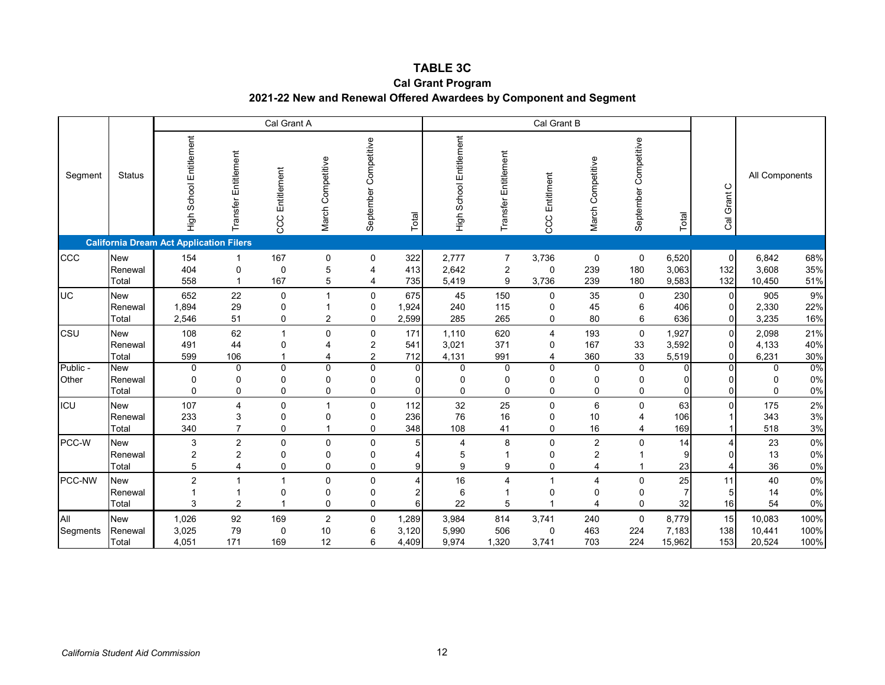# TABLE 3C

## Cal Grant Program

## 2021-22 New and Renewal Offered Awardees by Component and Segment

| Segment | Status | Cal Grant A | | | | | | Cal Grant B | | | | | | Cal Grant C | All Components | |
|---|---|---|---|---|---|---|---|---|---|---|---|---|---|---|---|---|
| | | High School Entitlement | Transfer Entitlement | CCC Entitlement | March Competitive | September Competitive | Total | High School Entitlement | Transfer Entitlement | CCC Entitlment | March Competitive | September Competitive | Total | Cal Grant C | | |
| **California Dream Act Application Filers** | | | | | | | | | | | | | | | | |
| CCC | New | 154 | 1 | 167 | 0 | 0 | 322 | 2,777 | 7 | 3,736 | 0 | 0 | 6,520 | 0 | 6,842 | 68% |
| | Renewal | 404 | 0 | 0 | 5 | 4 | 413 | 2,642 | 2 | 0 | 239 | 180 | 3,063 | 132 | 3,608 | 35% |
| | Total | 558 | 1 | 167 | 5 | 4 | 735 | 5,419 | 9 | 3,736 | 239 | 180 | 9,583 | 132 | 10,450 | 51% |
| UC | New | 652 | 22 | 0 | 1 | 0 | 675 | 45 | 150 | 0 | 35 | 0 | 230 | 0 | 905 | 9% |
| | Renewal | 1,894 | 29 | 0 | 1 | 0 | 1,924 | 240 | 115 | 0 | 45 | 6 | 406 | 0 | 2,330 | 22% |
| | Total | 2,546 | 51 | 0 | 2 | 0 | 2,599 | 285 | 265 | 0 | 80 | 6 | 636 | 0 | 3,235 | 16% |
| CSU | New | 108 | 62 | 1 | 0 | 0 | 171 | 1,110 | 620 | 4 | 193 | 0 | 1,927 | 0 | 2,098 | 21% |
| | Renewal | 491 | 44 | 0 | 4 | 2 | 541 | 3,021 | 371 | 0 | 167 | 33 | 3,592 | 0 | 4,133 | 40% |
| | Total | 599 | 106 | 1 | 4 | 2 | 712 | 4,131 | 991 | 4 | 360 | 33 | 5,519 | 0 | 6,231 | 30% |
| Public - Other | New | 0 | 0 | 0 | 0 | 0 | 0 | 0 | 0 | 0 | 0 | 0 | 0 | 0 | 0 | 0% |
| | Renewal | 0 | 0 | 0 | 0 | 0 | 0 | 0 | 0 | 0 | 0 | 0 | 0 | 0 | 0 | 0% |
| | Total | 0 | 0 | 0 | 0 | 0 | 0 | 0 | 0 | 0 | 0 | 0 | 0 | 0 | 0 | 0% |
| ICU | New | 107 | 4 | 0 | 1 | 0 | 112 | 32 | 25 | 0 | 6 | 0 | 63 | 0 | 175 | 2% |
| | Renewal | 233 | 3 | 0 | 0 | 0 | 236 | 76 | 16 | 0 | 10 | 4 | 106 | 1 | 343 | 3% |
| | Total | 340 | 7 | 0 | 1 | 0 | 348 | 108 | 41 | 0 | 16 | 4 | 169 | 1 | 518 | 3% |
| PCC-W | New | 3 | 2 | 0 | 0 | 0 | 5 | 4 | 8 | 0 | 2 | 0 | 14 | 4 | 23 | 0% |
| | Renewal | 2 | 2 | 0 | 0 | 0 | 4 | 5 | 1 | 0 | 2 | 1 | 9 | 0 | 13 | 0% |
| | Total | 5 | 4 | 0 | 0 | 0 | 9 | 9 | 9 | 0 | 4 | 1 | 23 | 4 | 36 | 0% |
| PCC-NW | New | 2 | 1 | 1 | 0 | 0 | 4 | 16 | 4 | 1 | 4 | 0 | 25 | 11 | 40 | 0% |
| | Renewal | 1 | 1 | 0 | 0 | 0 | 2 | 6 | 1 | 0 | 0 | 0 | 7 | 5 | 14 | 0% |
| | Total | 3 | 2 | 1 | 0 | 0 | 6 | 22 | 5 | 1 | 4 | 0 | 32 | 16 | 54 | 0% |
| All Segments | New | 1,026 | 92 | 169 | 2 | 0 | 1,289 | 3,984 | 814 | 3,741 | 240 | 0 | 8,779 | 15 | 10,083 | 100% |
| | Renewal | 3,025 | 79 | 0 | 10 | 6 | 3,120 | 5,990 | 506 | 0 | 463 | 224 | 7,183 | 138 | 10,441 | 100% |
| | Total | 4,051 | 171 | 169 | 12 | 6 | 4,409 | 9,974 | 1,320 | 3,741 | 703 | 224 | 15,962 | 153 | 20,524 | 100% |

*California Student Aid Commission*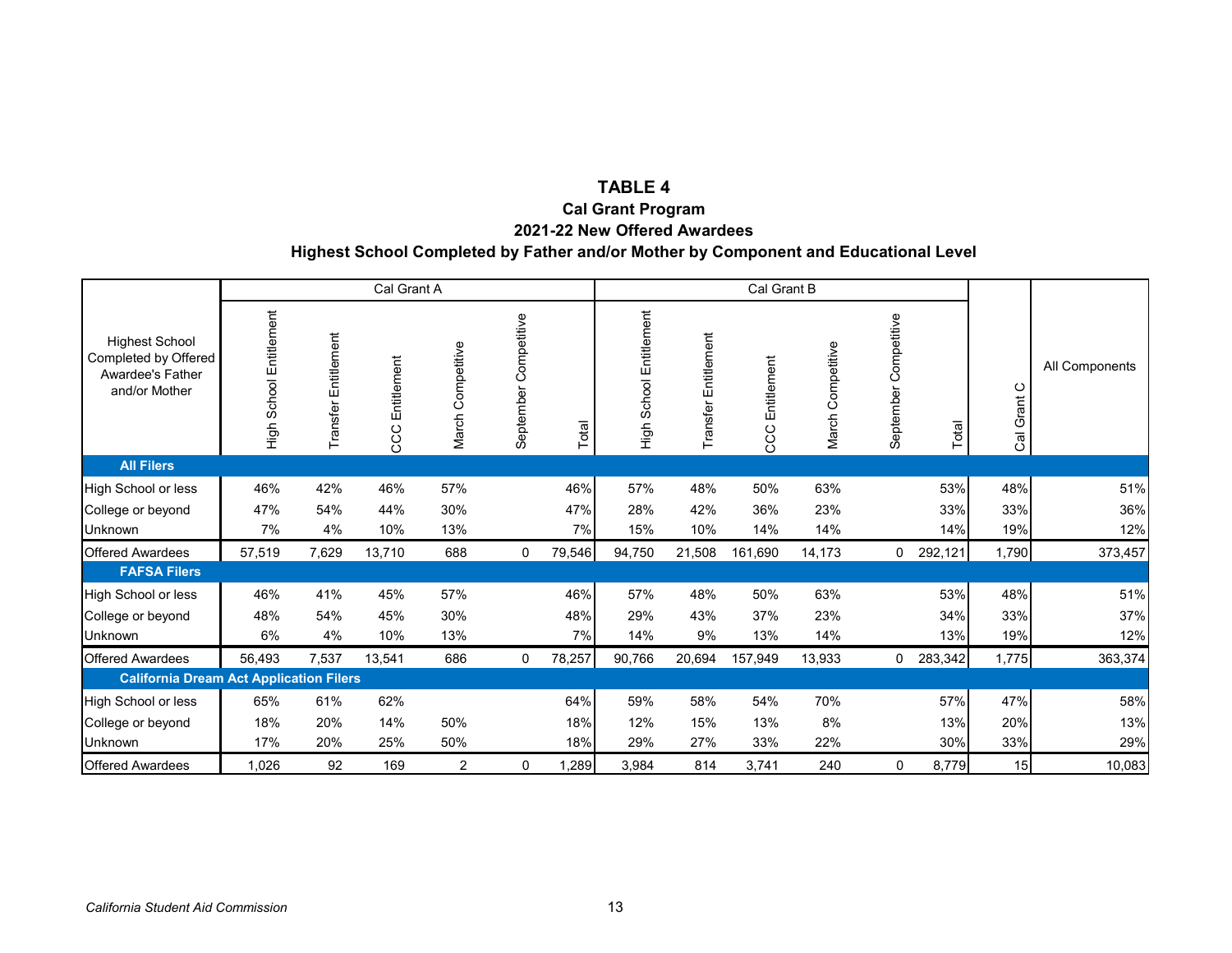# TABLE 4

## Cal Grant Program

## 2021-22 New Offered Awardees

## Highest School Completed by Father and/or Mother by Component and Educational Level

| Highest School Completed by Offered Awardee's Father and/or Mother | Cal Grant A | | | | | | Cal Grant B | | | | | | | |
|---|---|---|---|---|---|---|---|---|---|---|---|---|---|---|
| | High School Entitlement | Transfer Entitlement | CCC Entitlement | March Competitive | September Competitive | Total | High School Entitlement | Transfer Entitlement | CCC Entitlement | March Competitive | September Competitive | Total | Cal Grant C | All Components |
| **All Filers** | | | | | | | | | | | | | | |
| High School or less | 46% | 42% | 46% | 57% | | 46% | 57% | 48% | 50% | 63% | | 53% | 48% | 51% |
| College or beyond | 47% | 54% | 44% | 30% | | 47% | 28% | 42% | 36% | 23% | | 33% | 33% | 36% |
| Unknown | 7% | 4% | 10% | 13% | | 7% | 15% | 10% | 14% | 14% | | 14% | 19% | 12% |
| Offered Awardees | 57,519 | 7,629 | 13,710 | 688 | 0 | 79,546 | 94,750 | 21,508 | 161,690 | 14,173 | 0 | 292,121 | 1,790 | 373,457 |
| **FAFSA Filers** | | | | | | | | | | | | | | |
| High School or less | 46% | 41% | 45% | 57% | | 46% | 57% | 48% | 50% | 63% | | 53% | 48% | 51% |
| College or beyond | 48% | 54% | 45% | 30% | | 48% | 29% | 43% | 37% | 23% | | 34% | 33% | 37% |
| Unknown | 6% | 4% | 10% | 13% | | 7% | 14% | 9% | 13% | 14% | | 13% | 19% | 12% |
| Offered Awardees | 56,493 | 7,537 | 13,541 | 686 | 0 | 78,257 | 90,766 | 20,694 | 157,949 | 13,933 | 0 | 283,342 | 1,775 | 363,374 |
| **California Dream Act Application Filers** | | | | | | | | | | | | | | |
| High School or less | 65% | 61% | 62% | | | 64% | 59% | 58% | 54% | 70% | | 57% | 47% | 58% |
| College or beyond | 18% | 20% | 14% | 50% | | 18% | 12% | 15% | 13% | 8% | | 13% | 20% | 13% |
| Unknown | 17% | 20% | 25% | 50% | | 18% | 29% | 27% | 33% | 22% | | 30% | 33% | 29% |
| Offered Awardees | 1,026 | 92 | 169 | 2 | 0 | 1,289 | 3,984 | 814 | 3,741 | 240 | 0 | 8,779 | 15 | 10,083 |

*California Student Aid Commission*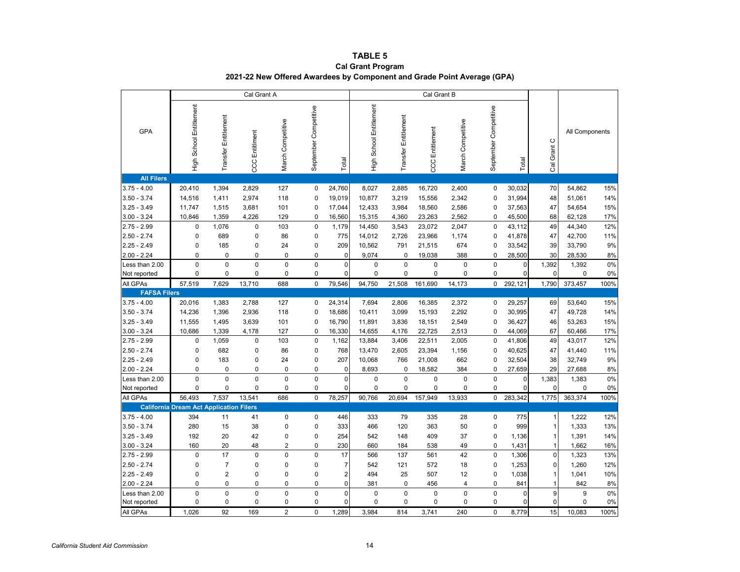# TABLE 5

## Cal Grant Program

## 2021-22 New Offered Awardees by Component and Grade Point Average (GPA)

| GPA | Cal Grant A | | | | | | Cal Grant B | | | | | | Cal Grant C | All Components | |
|---|---|---|---|---|---|---|---|---|---|---|---|---|---|---|---|
| | High School Entitlement | Transfer Entitlement | CCC Entitlment | March Competitive | September Competitive | Total | High School Entitlement | Transfer Entitlement | CCC Entitlement | March Competitive | September Competitive | Total | Cal Grant C | | |
| **All Filers** | | | | | | | | | | | | | | | |
| 3.75 - 4.00 | 20,410 | 1,394 | 2,829 | 127 | 0 | 24,760 | 8,027 | 2,885 | 16,720 | 2,400 | 0 | 30,032 | 70 | 54,862 | 15% |
| 3.50 - 3.74 | 14,516 | 1,411 | 2,974 | 118 | 0 | 19,019 | 10,877 | 3,219 | 15,556 | 2,342 | 0 | 31,994 | 48 | 51,061 | 14% |
| 3.25 - 3.49 | 11,747 | 1,515 | 3,681 | 101 | 0 | 17,044 | 12,433 | 3,984 | 18,560 | 2,586 | 0 | 37,563 | 47 | 54,654 | 15% |
| 3.00 - 3.24 | 10,846 | 1,359 | 4,226 | 129 | 0 | 16,560 | 15,315 | 4,360 | 23,263 | 2,562 | 0 | 45,500 | 68 | 62,128 | 17% |
| 2.75 - 2.99 | 0 | 1,076 | 0 | 103 | 0 | 1,179 | 14,450 | 3,543 | 23,072 | 2,047 | 0 | 43,112 | 49 | 44,340 | 12% |
| 2.50 - 2.74 | 0 | 689 | 0 | 86 | 0 | 775 | 14,012 | 2,726 | 23,966 | 1,174 | 0 | 41,878 | 47 | 42,700 | 11% |
| 2.25 - 2.49 | 0 | 185 | 0 | 24 | 0 | 209 | 10,562 | 791 | 21,515 | 674 | 0 | 33,542 | 39 | 33,790 | 9% |
| 2.00 - 2.24 | 0 | 0 | 0 | 0 | 0 | 0 | 9,074 | 0 | 19,038 | 388 | 0 | 28,500 | 30 | 28,530 | 8% |
| Less than 2.00 | 0 | 0 | 0 | 0 | 0 | 0 | 0 | 0 | 0 | 0 | 0 | 0 | 1,392 | 1,392 | 0% |
| Not reported | 0 | 0 | 0 | 0 | 0 | 0 | 0 | 0 | 0 | 0 | 0 | 0 | 0 | 0 | 0% |
| All GPAs | 57,519 | 7,629 | 13,710 | 688 | 0 | 79,546 | 94,750 | 21,508 | 161,690 | 14,173 | 0 | 292,121 | 1,790 | 373,457 | 100% |
| **FAFSA Filers** | | | | | | | | | | | | | | | |
| 3.75 - 4.00 | 20,016 | 1,383 | 2,788 | 127 | 0 | 24,314 | 7,694 | 2,806 | 16,385 | 2,372 | 0 | 29,257 | 69 | 53,640 | 15% |
| 3.50 - 3.74 | 14,236 | 1,396 | 2,936 | 118 | 0 | 18,686 | 10,411 | 3,099 | 15,193 | 2,292 | 0 | 30,995 | 47 | 49,728 | 14% |
| 3.25 - 3.49 | 11,555 | 1,495 | 3,639 | 101 | 0 | 16,790 | 11,891 | 3,836 | 18,151 | 2,549 | 0 | 36,427 | 46 | 53,263 | 15% |
| 3.00 - 3.24 | 10,686 | 1,339 | 4,178 | 127 | 0 | 16,330 | 14,655 | 4,176 | 22,725 | 2,513 | 0 | 44,069 | 67 | 60,466 | 17% |
| 2.75 - 2.99 | 0 | 1,059 | 0 | 103 | 0 | 1,162 | 13,884 | 3,406 | 22,511 | 2,005 | 0 | 41,806 | 49 | 43,017 | 12% |
| 2.50 - 2.74 | 0 | 682 | 0 | 86 | 0 | 768 | 13,470 | 2,605 | 23,394 | 1,156 | 0 | 40,625 | 47 | 41,440 | 11% |
| 2.25 - 2.49 | 0 | 183 | 0 | 24 | 0 | 207 | 10,068 | 766 | 21,008 | 662 | 0 | 32,504 | 38 | 32,749 | 9% |
| 2.00 - 2.24 | 0 | 0 | 0 | 0 | 0 | 0 | 8,693 | 0 | 18,582 | 384 | 0 | 27,659 | 29 | 27,688 | 8% |
| Less than 2.00 | 0 | 0 | 0 | 0 | 0 | 0 | 0 | 0 | 0 | 0 | 0 | 0 | 1,383 | 1,383 | 0% |
| Not reported | 0 | 0 | 0 | 0 | 0 | 0 | 0 | 0 | 0 | 0 | 0 | 0 | 0 | 0 | 0% |
| All GPAs | 56,493 | 7,537 | 13,541 | 686 | 0 | 78,257 | 90,766 | 20,694 | 157,949 | 13,933 | 0 | 283,342 | 1,775 | 363,374 | 100% |
| **California Dream Act Application Filers** | | | | | | | | | | | | | | | |
| 3.75 - 4.00 | 394 | 11 | 41 | 0 | 0 | 446 | 333 | 79 | 335 | 28 | 0 | 775 | 1 | 1,222 | 12% |
| 3.50 - 3.74 | 280 | 15 | 38 | 0 | 0 | 333 | 466 | 120 | 363 | 50 | 0 | 999 | 1 | 1,333 | 13% |
| 3.25 - 3.49 | 192 | 20 | 42 | 0 | 0 | 254 | 542 | 148 | 409 | 37 | 0 | 1,136 | 1 | 1,391 | 14% |
| 3.00 - 3.24 | 160 | 20 | 48 | 2 | 0 | 230 | 660 | 184 | 538 | 49 | 0 | 1,431 | 1 | 1,662 | 16% |
| 2.75 - 2.99 | 0 | 17 | 0 | 0 | 0 | 17 | 566 | 137 | 561 | 42 | 0 | 1,306 | 0 | 1,323 | 13% |
| 2.50 - 2.74 | 0 | 7 | 0 | 0 | 0 | 7 | 542 | 121 | 572 | 18 | 0 | 1,253 | 0 | 1,260 | 12% |
| 2.25 - 2.49 | 0 | 2 | 0 | 0 | 0 | 2 | 494 | 25 | 507 | 12 | 0 | 1,038 | 1 | 1,041 | 10% |
| 2.00 - 2.24 | 0 | 0 | 0 | 0 | 0 | 0 | 381 | 0 | 456 | 4 | 0 | 841 | 1 | 842 | 8% |
| Less than 2.00 | 0 | 0 | 0 | 0 | 0 | 0 | 0 | 0 | 0 | 0 | 0 | 0 | 9 | 9 | 0% |
| Not reported | 0 | 0 | 0 | 0 | 0 | 0 | 0 | 0 | 0 | 0 | 0 | 0 | 0 | 0 | 0% |
| All GPAs | 1,026 | 92 | 169 | 2 | 0 | 1,289 | 3,984 | 814 | 3,741 | 240 | 0 | 8,779 | 15 | 10,083 | 100% |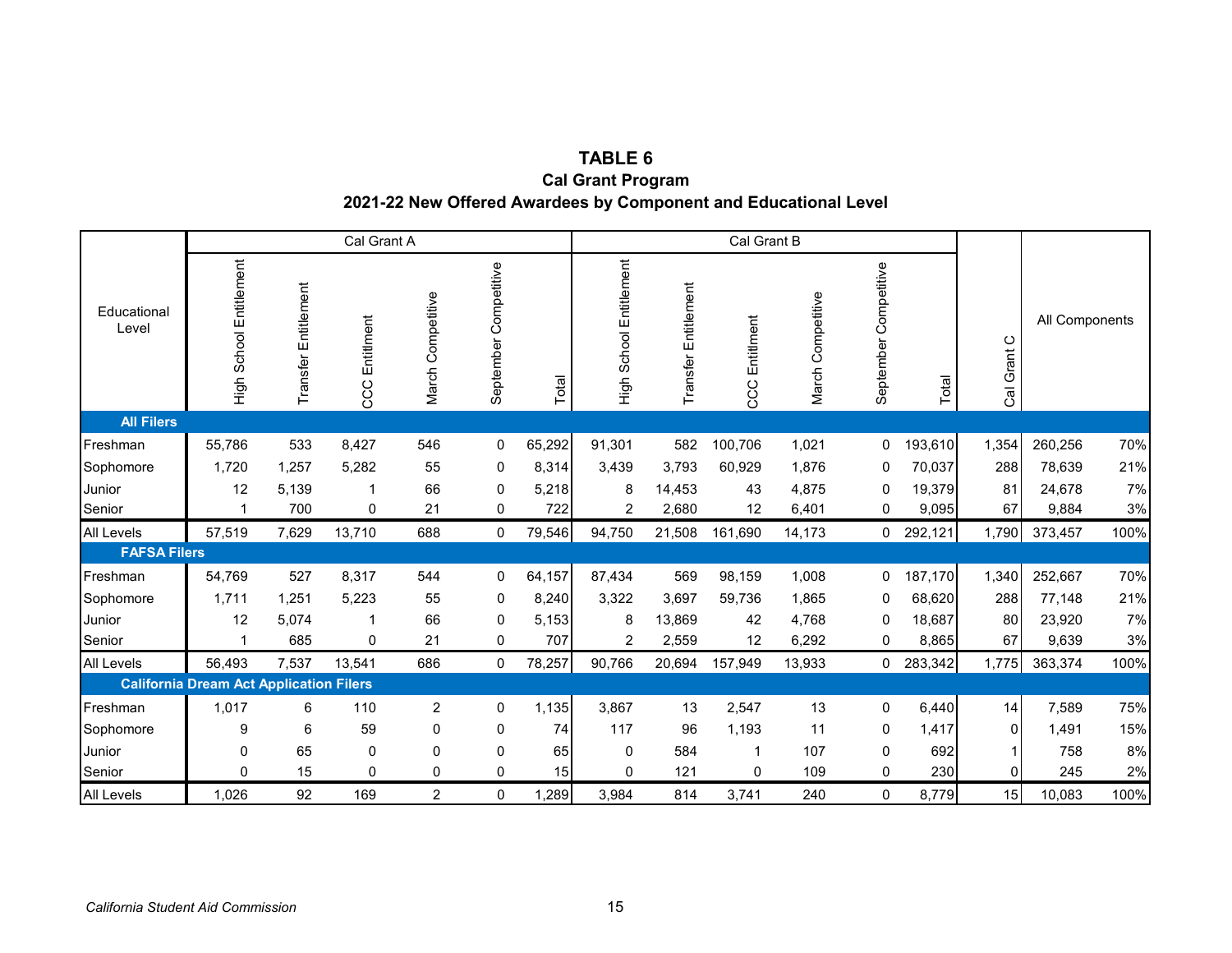# TABLE 6
## Cal Grant Program
## 2021-22 New Offered Awardees by Component and Educational Level

| Educational Level | Cal Grant A | | | | | | Cal Grant B | | | | | | Cal Grant C | All Components | |
|---|---|---|---|---|---|---|---|---|---|---|---|---|---|---|---|
| | High School Entitlement | Transfer Entitlement | CCC Entitlment | March Competitive | September Competitive | Total | High School Entitlement | Transfer Entitlement | CCC Entitlment | March Competitive | September Competitive | Total | | | |
| **All Filers** | | | | | | | | | | | | | | | |
| Freshman | 55,786 | 533 | 8,427 | 546 | 0 | 65,292 | 91,301 | 582 | 100,706 | 1,021 | 0 | 193,610 | 1,354 | 260,256 | 70% |
| Sophomore | 1,720 | 1,257 | 5,282 | 55 | 0 | 8,314 | 3,439 | 3,793 | 60,929 | 1,876 | 0 | 70,037 | 288 | 78,639 | 21% |
| Junior | 12 | 5,139 | 1 | 66 | 0 | 5,218 | 8 | 14,453 | 43 | 4,875 | 0 | 19,379 | 81 | 24,678 | 7% |
| Senior | 1 | 700 | 0 | 21 | 0 | 722 | 2 | 2,680 | 12 | 6,401 | 0 | 9,095 | 67 | 9,884 | 3% |
| All Levels | 57,519 | 7,629 | 13,710 | 688 | 0 | 79,546 | 94,750 | 21,508 | 161,690 | 14,173 | 0 | 292,121 | 1,790 | 373,457 | 100% |
| **FAFSA Filers** | | | | | | | | | | | | | | | |
| Freshman | 54,769 | 527 | 8,317 | 544 | 0 | 64,157 | 87,434 | 569 | 98,159 | 1,008 | 0 | 187,170 | 1,340 | 252,667 | 70% |
| Sophomore | 1,711 | 1,251 | 5,223 | 55 | 0 | 8,240 | 3,322 | 3,697 | 59,736 | 1,865 | 0 | 68,620 | 288 | 77,148 | 21% |
| Junior | 12 | 5,074 | 1 | 66 | 0 | 5,153 | 8 | 13,869 | 42 | 4,768 | 0 | 18,687 | 80 | 23,920 | 7% |
| Senior | 1 | 685 | 0 | 21 | 0 | 707 | 2 | 2,559 | 12 | 6,292 | 0 | 8,865 | 67 | 9,639 | 3% |
| All Levels | 56,493 | 7,537 | 13,541 | 686 | 0 | 78,257 | 90,766 | 20,694 | 157,949 | 13,933 | 0 | 283,342 | 1,775 | 363,374 | 100% |
| **California Dream Act Application Filers** | | | | | | | | | | | | | | | |
| Freshman | 1,017 | 6 | 110 | 2 | 0 | 1,135 | 3,867 | 13 | 2,547 | 13 | 0 | 6,440 | 14 | 7,589 | 75% |
| Sophomore | 9 | 6 | 59 | 0 | 0 | 74 | 117 | 96 | 1,193 | 11 | 0 | 1,417 | 0 | 1,491 | 15% |
| Junior | 0 | 65 | 0 | 0 | 0 | 65 | 0 | 584 | 1 | 107 | 0 | 692 | 1 | 758 | 8% |
| Senior | 0 | 15 | 0 | 0 | 0 | 15 | 0 | 121 | 0 | 109 | 0 | 230 | 0 | 245 | 2% |
| All Levels | 1,026 | 92 | 169 | 2 | 0 | 1,289 | 3,984 | 814 | 3,741 | 240 | 0 | 8,779 | 15 | 10,083 | 100% |

*California Student Aid Commission*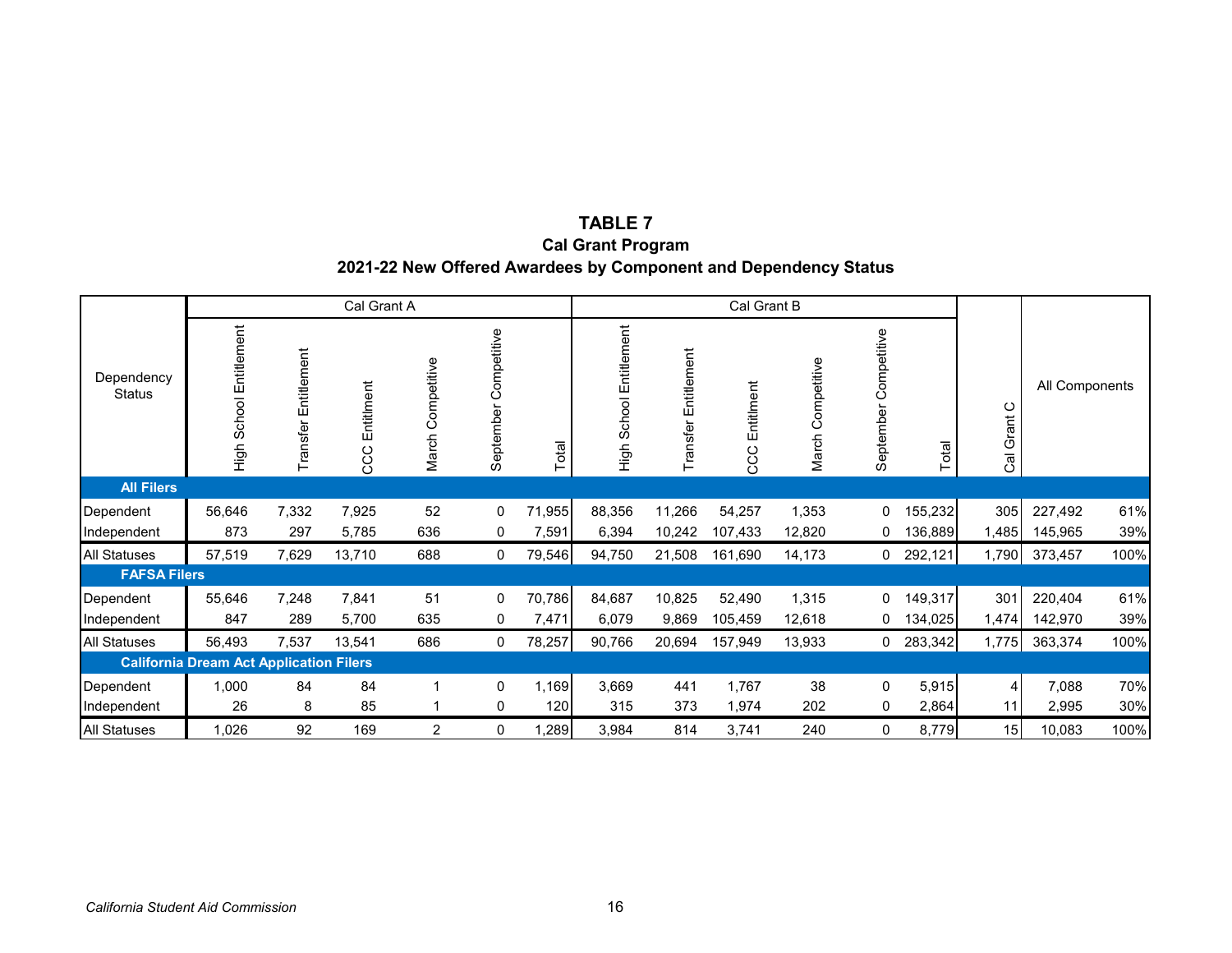# TABLE 7

## Cal Grant Program

## 2021-22 New Offered Awardees by Component and Dependency Status

| Dependency Status | Cal Grant A | | | | | | Cal Grant B | | | | | | Cal Grant C | All Components | |
|---|---|---|---|---|---|---|---|---|---|---|---|---|---|---|---|
| | High School Entitlement | Transfer Entitlement | CCC Entitlment | March Competitive | September Competitive | Total | High School Entitlement | Transfer Entitlement | CCC Entitlment | March Competitive | September Competitive | Total | | | |
| **All Filers** | | | | | | | | | | | | | | | |
| Dependent | 56,646 | 7,332 | 7,925 | 52 | 0 | 71,955 | 88,356 | 11,266 | 54,257 | 1,353 | 0 | 155,232 | 305 | 227,492 | 61% |
| Independent | 873 | 297 | 5,785 | 636 | 0 | 7,591 | 6,394 | 10,242 | 107,433 | 12,820 | 0 | 136,889 | 1,485 | 145,965 | 39% |
| All Statuses | 57,519 | 7,629 | 13,710 | 688 | 0 | 79,546 | 94,750 | 21,508 | 161,690 | 14,173 | 0 | 292,121 | 1,790 | 373,457 | 100% |
| **FAFSA Filers** | | | | | | | | | | | | | | | |
| Dependent | 55,646 | 7,248 | 7,841 | 51 | 0 | 70,786 | 84,687 | 10,825 | 52,490 | 1,315 | 0 | 149,317 | 301 | 220,404 | 61% |
| Independent | 847 | 289 | 5,700 | 635 | 0 | 7,471 | 6,079 | 9,869 | 105,459 | 12,618 | 0 | 134,025 | 1,474 | 142,970 | 39% |
| All Statuses | 56,493 | 7,537 | 13,541 | 686 | 0 | 78,257 | 90,766 | 20,694 | 157,949 | 13,933 | 0 | 283,342 | 1,775 | 363,374 | 100% |
| **California Dream Act Application Filers** | | | | | | | | | | | | | | | |
| Dependent | 1,000 | 84 | 84 | 1 | 0 | 1,169 | 3,669 | 441 | 1,767 | 38 | 0 | 5,915 | 4 | 7,088 | 70% |
| Independent | 26 | 8 | 85 | 1 | 0 | 120 | 315 | 373 | 1,974 | 202 | 0 | 2,864 | 11 | 2,995 | 30% |
| All Statuses | 1,026 | 92 | 169 | 2 | 0 | 1,289 | 3,984 | 814 | 3,741 | 240 | 0 | 8,779 | 15 | 10,083 | 100% |

*California Student Aid Commission*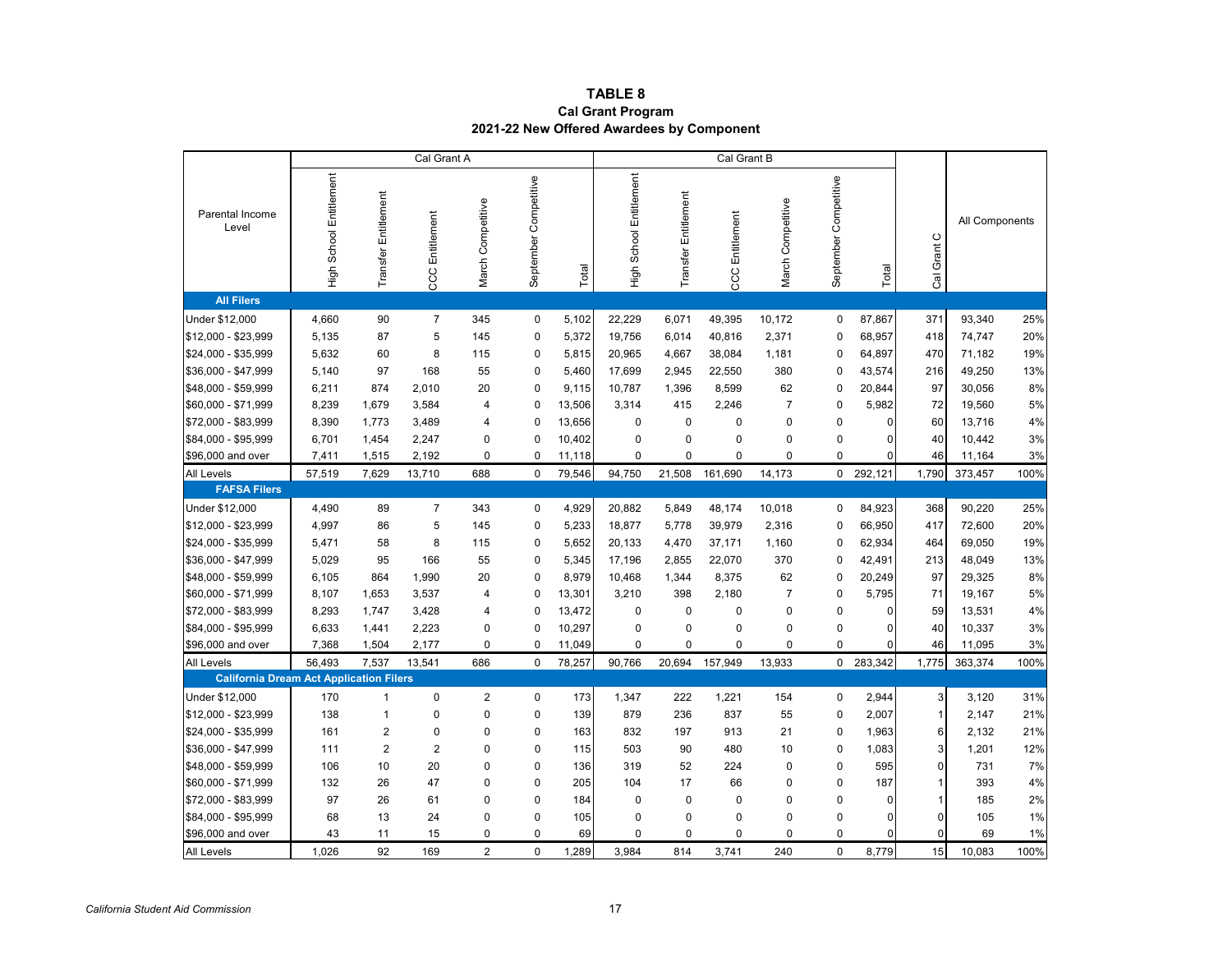# TABLE 8
## Cal Grant Program
## 2021-22 New Offered Awardees by Component

| Parental Income Level | Cal Grant A | | | | | | Cal Grant B | | | | | | | All Components | |
|---|---|---|---|---|---|---|---|---|---|---|---|---|---|---|---|
| | High School Entitlement | Transfer Entitlement | CCC Entitlement | March Competitive | September Competitive | Total | High School Entitlement | Transfer Entitlement | CCC Entitlement | March Competitive | September Competitive | Total | Cal Grant C | | |
| **All Filers** | | | | | | | | | | | | | | | |
| Under $12,000 | 4,660 | 90 | 7 | 345 | 0 | 5,102 | 22,229 | 6,071 | 49,395 | 10,172 | 0 | 87,867 | 371 | 93,340 | 25% |
| $12,000 - $23,999 | 5,135 | 87 | 5 | 145 | 0 | 5,372 | 19,756 | 6,014 | 40,816 | 2,371 | 0 | 68,957 | 418 | 74,747 | 20% |
| $24,000 - $35,999 | 5,632 | 60 | 8 | 115 | 0 | 5,815 | 20,965 | 4,667 | 38,084 | 1,181 | 0 | 64,897 | 470 | 71,182 | 19% |
| $36,000 - $47,999 | 5,140 | 97 | 168 | 55 | 0 | 5,460 | 17,699 | 2,945 | 22,550 | 380 | 0 | 43,574 | 216 | 49,250 | 13% |
| $48,000 - $59,999 | 6,211 | 874 | 2,010 | 20 | 0 | 9,115 | 10,787 | 1,396 | 8,599 | 62 | 0 | 20,844 | 97 | 30,056 | 8% |
| $60,000 - $71,999 | 8,239 | 1,679 | 3,584 | 4 | 0 | 13,506 | 3,314 | 415 | 2,246 | 7 | 0 | 5,982 | 72 | 19,560 | 5% |
| $72,000 - $83,999 | 8,390 | 1,773 | 3,489 | 4 | 0 | 13,656 | 0 | 0 | 0 | 0 | 0 | 0 | 60 | 13,716 | 4% |
| $84,000 - $95,999 | 6,701 | 1,454 | 2,247 | 0 | 0 | 10,402 | 0 | 0 | 0 | 0 | 0 | 0 | 40 | 10,442 | 3% |
| $96,000 and over | 7,411 | 1,515 | 2,192 | 0 | 0 | 11,118 | 0 | 0 | 0 | 0 | 0 | 0 | 46 | 11,164 | 3% |
| All Levels | 57,519 | 7,629 | 13,710 | 688 | 0 | 79,546 | 94,750 | 21,508 | 161,690 | 14,173 | 0 | 292,121 | 1,790 | 373,457 | 100% |
| **FAFSA Filers** | | | | | | | | | | | | | | | |
| Under $12,000 | 4,490 | 89 | 7 | 343 | 0 | 4,929 | 20,882 | 5,849 | 48,174 | 10,018 | 0 | 84,923 | 368 | 90,220 | 25% |
| $12,000 - $23,999 | 4,997 | 86 | 5 | 145 | 0 | 5,233 | 18,877 | 5,778 | 39,979 | 2,316 | 0 | 66,950 | 417 | 72,600 | 20% |
| $24,000 - $35,999 | 5,471 | 58 | 8 | 115 | 0 | 5,652 | 20,133 | 4,470 | 37,171 | 1,160 | 0 | 62,934 | 464 | 69,050 | 19% |
| $36,000 - $47,999 | 5,029 | 95 | 166 | 55 | 0 | 5,345 | 17,196 | 2,855 | 22,070 | 370 | 0 | 42,491 | 213 | 48,049 | 13% |
| $48,000 - $59,999 | 6,105 | 864 | 1,990 | 20 | 0 | 8,979 | 10,468 | 1,344 | 8,375 | 62 | 0 | 20,249 | 97 | 29,325 | 8% |
| $60,000 - $71,999 | 8,107 | 1,653 | 3,537 | 4 | 0 | 13,301 | 3,210 | 398 | 2,180 | 7 | 0 | 5,795 | 71 | 19,167 | 5% |
| $72,000 - $83,999 | 8,293 | 1,747 | 3,428 | 4 | 0 | 13,472 | 0 | 0 | 0 | 0 | 0 | 0 | 59 | 13,531 | 4% |
| $84,000 - $95,999 | 6,633 | 1,441 | 2,223 | 0 | 0 | 10,297 | 0 | 0 | 0 | 0 | 0 | 0 | 40 | 10,337 | 3% |
| $96,000 and over | 7,368 | 1,504 | 2,177 | 0 | 0 | 11,049 | 0 | 0 | 0 | 0 | 0 | 0 | 46 | 11,095 | 3% |
| All Levels | 56,493 | 7,537 | 13,541 | 686 | 0 | 78,257 | 90,766 | 20,694 | 157,949 | 13,933 | 0 | 283,342 | 1,775 | 363,374 | 100% |
| **California Dream Act Application Filers** | | | | | | | | | | | | | | | |
| Under $12,000 | 170 | 1 | 0 | 2 | 0 | 173 | 1,347 | 222 | 1,221 | 154 | 0 | 2,944 | 3 | 3,120 | 31% |
| $12,000 - $23,999 | 138 | 1 | 0 | 0 | 0 | 139 | 879 | 236 | 837 | 55 | 0 | 2,007 | 1 | 2,147 | 21% |
| $24,000 - $35,999 | 161 | 2 | 0 | 0 | 0 | 163 | 832 | 197 | 913 | 21 | 0 | 1,963 | 6 | 2,132 | 21% |
| $36,000 - $47,999 | 111 | 2 | 2 | 0 | 0 | 115 | 503 | 90 | 480 | 10 | 0 | 1,083 | 3 | 1,201 | 12% |
| $48,000 - $59,999 | 106 | 10 | 20 | 0 | 0 | 136 | 319 | 52 | 224 | 0 | 0 | 595 | 0 | 731 | 7% |
| $60,000 - $71,999 | 132 | 26 | 47 | 0 | 0 | 205 | 104 | 17 | 66 | 0 | 0 | 187 | 1 | 393 | 4% |
| $72,000 - $83,999 | 97 | 26 | 61 | 0 | 0 | 184 | 0 | 0 | 0 | 0 | 0 | 0 | 1 | 185 | 2% |
| $84,000 - $95,999 | 68 | 13 | 24 | 0 | 0 | 105 | 0 | 0 | 0 | 0 | 0 | 0 | 0 | 105 | 1% |
| $96,000 and over | 43 | 11 | 15 | 0 | 0 | 69 | 0 | 0 | 0 | 0 | 0 | 0 | 0 | 69 | 1% |
| All Levels | 1,026 | 92 | 169 | 2 | 0 | 1,289 | 3,984 | 814 | 3,741 | 240 | 0 | 8,779 | 15 | 10,083 | 100% |

*California Student Aid Commission*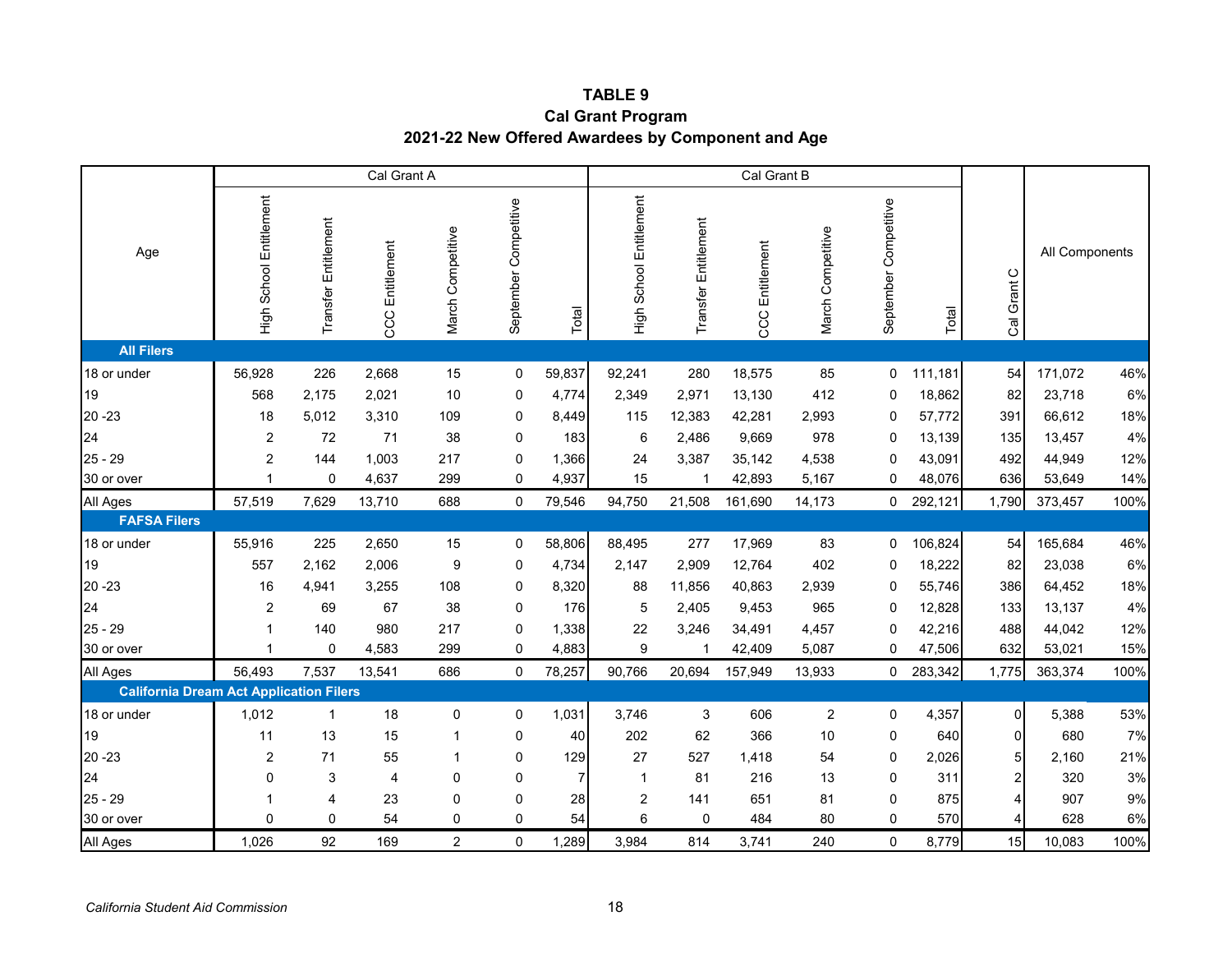# TABLE 9
## Cal Grant Program
## 2021-22 New Offered Awardees by Component and Age

| Age | Cal Grant A | | | | | | Cal Grant B | | | | | | Cal Grant C | All Components | |
|---|---|---|---|---|---|---|---|---|---|---|---|---|---|---|---|
| | High School Entitlement | Transfer Entitlement | CCC Entitlement | March Competitive | September Competitive | Total | High School Entitlement | Transfer Entitlement | CCC Entitlement | March Competitive | September Competitive | Total | | | |
| **All Filers** | | | | | | | | | | | | | | | |
| 18 or under | 56,928 | 226 | 2,668 | 15 | 0 | 59,837 | 92,241 | 280 | 18,575 | 85 | 0 | 111,181 | 54 | 171,072 | 46% |
| 19 | 568 | 2,175 | 2,021 | 10 | 0 | 4,774 | 2,349 | 2,971 | 13,130 | 412 | 0 | 18,862 | 82 | 23,718 | 6% |
| 20 -23 | 18 | 5,012 | 3,310 | 109 | 0 | 8,449 | 115 | 12,383 | 42,281 | 2,993 | 0 | 57,772 | 391 | 66,612 | 18% |
| 24 | 2 | 72 | 71 | 38 | 0 | 183 | 6 | 2,486 | 9,669 | 978 | 0 | 13,139 | 135 | 13,457 | 4% |
| 25 - 29 | 2 | 144 | 1,003 | 217 | 0 | 1,366 | 24 | 3,387 | 35,142 | 4,538 | 0 | 43,091 | 492 | 44,949 | 12% |
| 30 or over | 1 | 0 | 4,637 | 299 | 0 | 4,937 | 15 | 1 | 42,893 | 5,167 | 0 | 48,076 | 636 | 53,649 | 14% |
| All Ages | 57,519 | 7,629 | 13,710 | 688 | 0 | 79,546 | 94,750 | 21,508 | 161,690 | 14,173 | 0 | 292,121 | 1,790 | 373,457 | 100% |
| **FAFSA Filers** | | | | | | | | | | | | | | | |
| 18 or under | 55,916 | 225 | 2,650 | 15 | 0 | 58,806 | 88,495 | 277 | 17,969 | 83 | 0 | 106,824 | 54 | 165,684 | 46% |
| 19 | 557 | 2,162 | 2,006 | 9 | 0 | 4,734 | 2,147 | 2,909 | 12,764 | 402 | 0 | 18,222 | 82 | 23,038 | 6% |
| 20 -23 | 16 | 4,941 | 3,255 | 108 | 0 | 8,320 | 88 | 11,856 | 40,863 | 2,939 | 0 | 55,746 | 386 | 64,452 | 18% |
| 24 | 2 | 69 | 67 | 38 | 0 | 176 | 5 | 2,405 | 9,453 | 965 | 0 | 12,828 | 133 | 13,137 | 4% |
| 25 - 29 | 1 | 140 | 980 | 217 | 0 | 1,338 | 22 | 3,246 | 34,491 | 4,457 | 0 | 42,216 | 488 | 44,042 | 12% |
| 30 or over | 1 | 0 | 4,583 | 299 | 0 | 4,883 | 9 | 1 | 42,409 | 5,087 | 0 | 47,506 | 632 | 53,021 | 15% |
| All Ages | 56,493 | 7,537 | 13,541 | 686 | 0 | 78,257 | 90,766 | 20,694 | 157,949 | 13,933 | 0 | 283,342 | 1,775 | 363,374 | 100% |
| **California Dream Act Application Filers** | | | | | | | | | | | | | | | |
| 18 or under | 1,012 | 1 | 18 | 0 | 0 | 1,031 | 3,746 | 3 | 606 | 2 | 0 | 4,357 | 0 | 5,388 | 53% |
| 19 | 11 | 13 | 15 | 1 | 0 | 40 | 202 | 62 | 366 | 10 | 0 | 640 | 0 | 680 | 7% |
| 20 -23 | 2 | 71 | 55 | 1 | 0 | 129 | 27 | 527 | 1,418 | 54 | 0 | 2,026 | 5 | 2,160 | 21% |
| 24 | 0 | 3 | 4 | 0 | 0 | 7 | 1 | 81 | 216 | 13 | 0 | 311 | 2 | 320 | 3% |
| 25 - 29 | 1 | 4 | 23 | 0 | 0 | 28 | 2 | 141 | 651 | 81 | 0 | 875 | 4 | 907 | 9% |
| 30 or over | 0 | 0 | 54 | 0 | 0 | 54 | 6 | 0 | 484 | 80 | 0 | 570 | 4 | 628 | 6% |
| All Ages | 1,026 | 92 | 169 | 2 | 0 | 1,289 | 3,984 | 814 | 3,741 | 240 | 0 | 8,779 | 15 | 10,083 | 100% |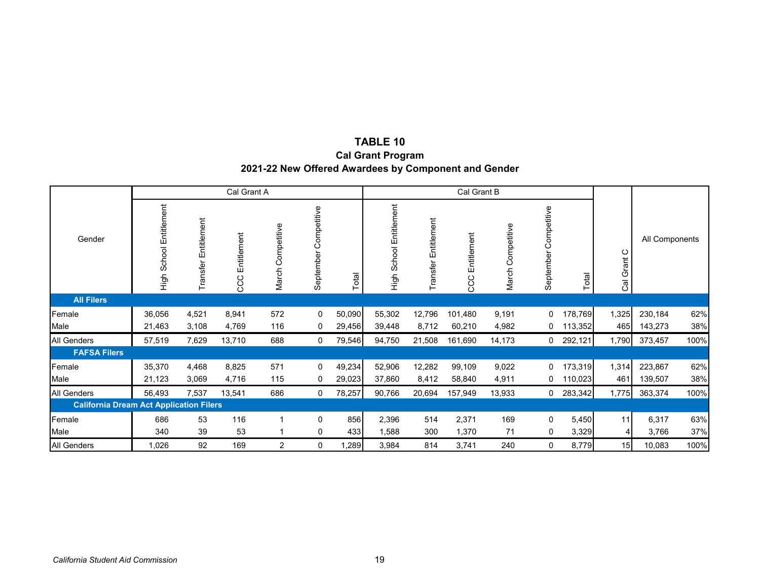# TABLE 10

## Cal Grant Program

## 2021-22 New Offered Awardees by Component and Gender

| Gender | Cal Grant A | | | | | | Cal Grant B | | | | | | Cal Grant C | All Components | |
|---|---|---|---|---|---|---|---|---|---|---|---|---|---|---|---|
| | High School Entitlement | Transfer Entitlement | CCC Entitlement | March Competitive | September Competitive | Total | High School Entitlement | Transfer Entitlement | CCC Entitlement | March Competitive | September Competitive | Total | | | |
| **All Filers** | | | | | | | | | | | | | | | |
| Female | 36,056 | 4,521 | 8,941 | 572 | 0 | 50,090 | 55,302 | 12,796 | 101,480 | 9,191 | 0 | 178,769 | 1,325 | 230,184 | 62% |
| Male | 21,463 | 3,108 | 4,769 | 116 | 0 | 29,456 | 39,448 | 8,712 | 60,210 | 4,982 | 0 | 113,352 | 465 | 143,273 | 38% |
| All Genders | 57,519 | 7,629 | 13,710 | 688 | 0 | 79,546 | 94,750 | 21,508 | 161,690 | 14,173 | 0 | 292,121 | 1,790 | 373,457 | 100% |
| **FAFSA Filers** | | | | | | | | | | | | | | | |
| Female | 35,370 | 4,468 | 8,825 | 571 | 0 | 49,234 | 52,906 | 12,282 | 99,109 | 9,022 | 0 | 173,319 | 1,314 | 223,867 | 62% |
| Male | 21,123 | 3,069 | 4,716 | 115 | 0 | 29,023 | 37,860 | 8,412 | 58,840 | 4,911 | 0 | 110,023 | 461 | 139,507 | 38% |
| All Genders | 56,493 | 7,537 | 13,541 | 686 | 0 | 78,257 | 90,766 | 20,694 | 157,949 | 13,933 | 0 | 283,342 | 1,775 | 363,374 | 100% |
| **California Dream Act Application Filers** | | | | | | | | | | | | | | | |
| Female | 686 | 53 | 116 | 1 | 0 | 856 | 2,396 | 514 | 2,371 | 169 | 0 | 5,450 | 11 | 6,317 | 63% |
| Male | 340 | 39 | 53 | 1 | 0 | 433 | 1,588 | 300 | 1,370 | 71 | 0 | 3,329 | 4 | 3,766 | 37% |
| All Genders | 1,026 | 92 | 169 | 2 | 0 | 1,289 | 3,984 | 814 | 3,741 | 240 | 0 | 8,779 | 15 | 10,083 | 100% |

*California Student Aid Commission*